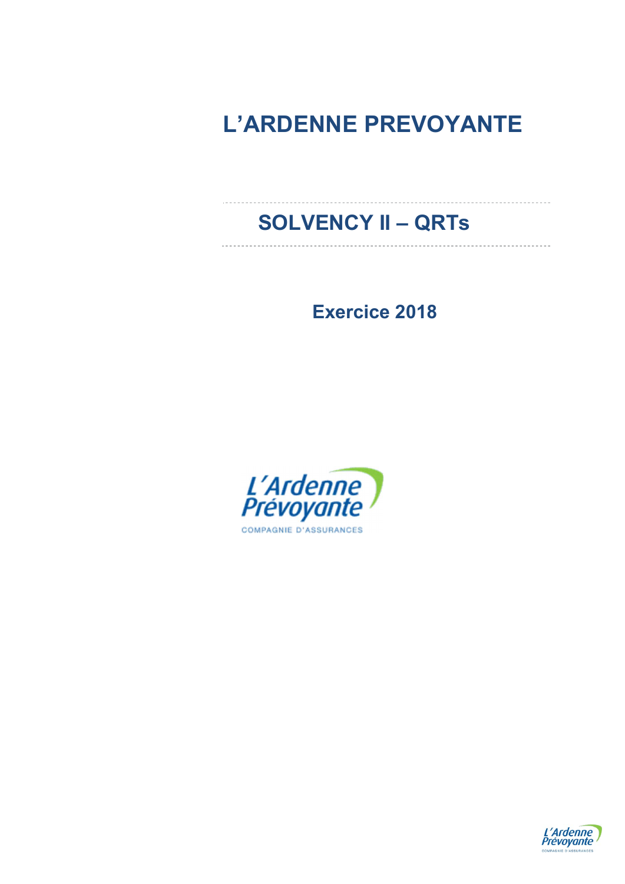# L'ARDENNE PREVOYANTE

## SOLVENCY II – QRTs

**Exercice 2018**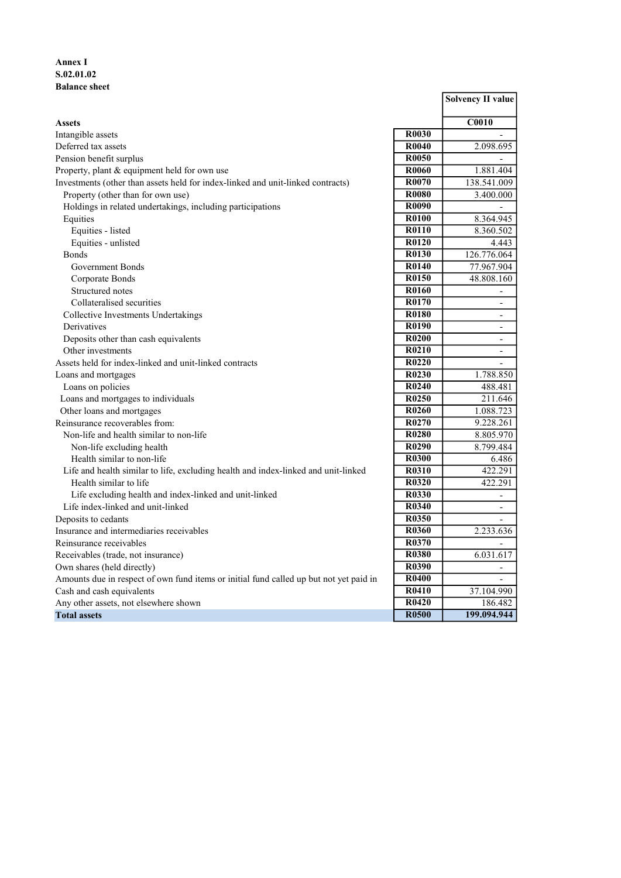**Annex I**
**S.02.01.02**
**Balance sheet**

| | | Solvency II value |
|---|---|---|
| **Assets** | | **C0010** |
| Intangible assets | **R0030** | - |
| Deferred tax assets | **R0040** | 2.098.695 |
| Pension benefit surplus | **R0050** | - |
| Property, plant & equipment held for own use | **R0060** | 1.881.404 |
| Investments (other than assets held for index-linked and unit-linked contracts) | **R0070** | 138.541.009 |
| Property (other than for own use) | **R0080** | 3.400.000 |
| Holdings in related undertakings, including participations | **R0090** | - |
| Equities | **R0100** | 8.364.945 |
| Equities - listed | **R0110** | 8.360.502 |
| Equities - unlisted | **R0120** | 4.443 |
| Bonds | **R0130** | 126.776.064 |
| Government Bonds | **R0140** | 77.967.904 |
| Corporate Bonds | **R0150** | 48.808.160 |
| Structured notes | **R0160** | - |
| Collateralised securities | **R0170** | - |
| Collective Investments Undertakings | **R0180** | - |
| Derivatives | **R0190** | - |
| Deposits other than cash equivalents | **R0200** | - |
| Other investments | **R0210** | - |
| Assets held for index-linked and unit-linked contracts | **R0220** | - |
| Loans and mortgages | **R0230** | 1.788.850 |
| Loans on policies | **R0240** | 488.481 |
| Loans and mortgages to individuals | **R0250** | 211.646 |
| Other loans and mortgages | **R0260** | 1.088.723 |
| Reinsurance recoverables from: | **R0270** | 9.228.261 |
| Non-life and health similar to non-life | **R0280** | 8.805.970 |
| Non-life excluding health | **R0290** | 8.799.484 |
| Health similar to non-life | **R0300** | 6.486 |
| Life and health similar to life, excluding health and index-linked and unit-linked | **R0310** | 422.291 |
| Health similar to life | **R0320** | 422.291 |
| Life excluding health and index-linked and unit-linked | **R0330** | - |
| Life index-linked and unit-linked | **R0340** | - |
| Deposits to cedants | **R0350** | - |
| Insurance and intermediaries receivables | **R0360** | 2.233.636 |
| Reinsurance receivables | **R0370** | - |
| Receivables (trade, not insurance) | **R0380** | 6.031.617 |
| Own shares (held directly) | **R0390** | - |
| Amounts due in respect of own fund items or initial fund called up but not yet paid in | **R0400** | - |
| Cash and cash equivalents | **R0410** | 37.104.990 |
| Any other assets, not elsewhere shown | **R0420** | 186.482 |
| **Total assets** | **R0500** | **199.094.944** |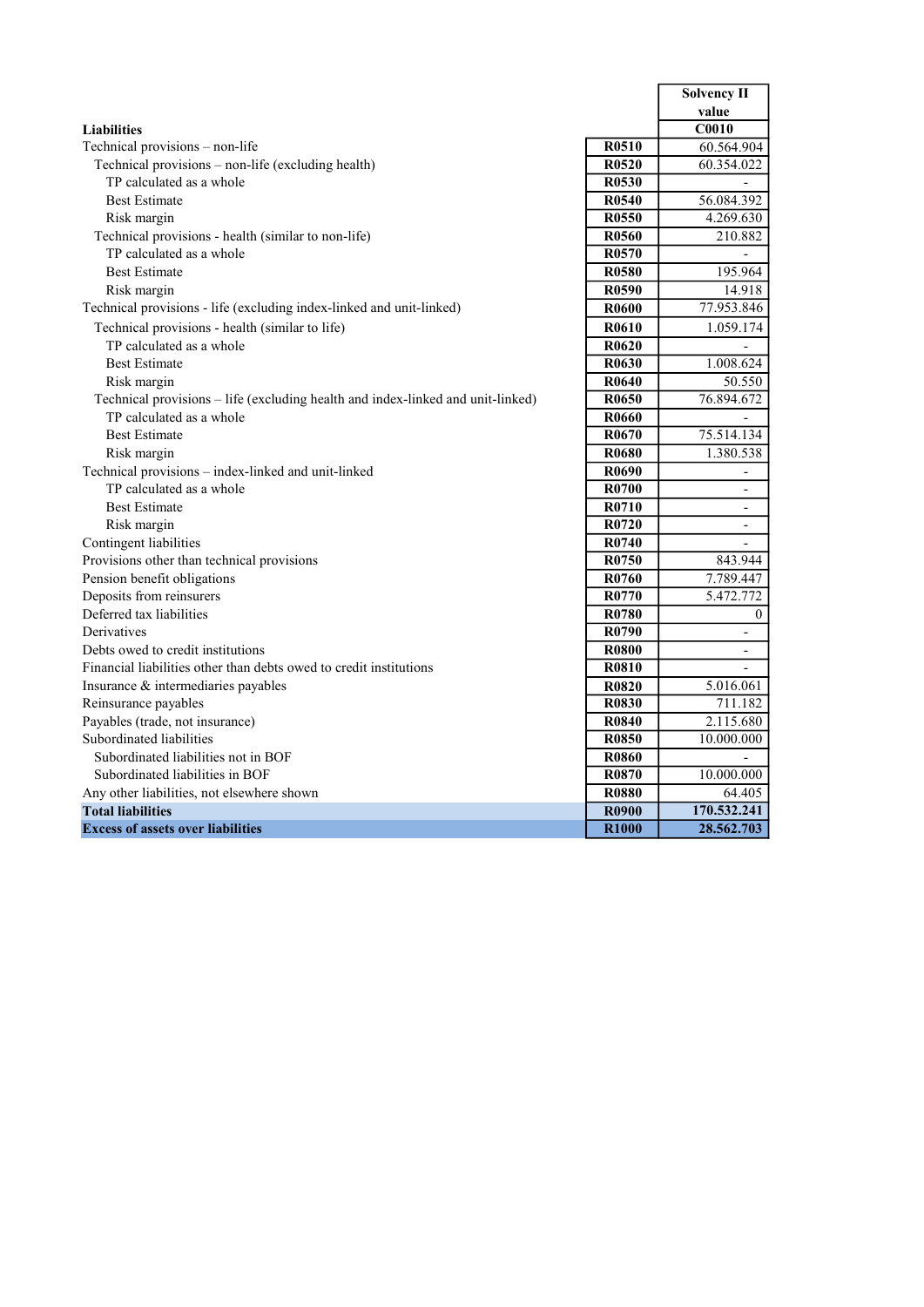| **Liabilities** | | **Solvency II value** |
|---|---|---|
| | | **C0010** |
| Technical provisions – non-life | **R0510** | 60.564.904 |
| Technical provisions – non-life (excluding health) | **R0520** | 60.354.022 |
| TP calculated as a whole | **R0530** | - |
| Best Estimate | **R0540** | 56.084.392 |
| Risk margin | **R0550** | 4.269.630 |
| Technical provisions - health (similar to non-life) | **R0560** | 210.882 |
| TP calculated as a whole | **R0570** | - |
| Best Estimate | **R0580** | 195.964 |
| Risk margin | **R0590** | 14.918 |
| Technical provisions - life (excluding index-linked and unit-linked) | **R0600** | 77.953.846 |
| Technical provisions - health (similar to life) | **R0610** | 1.059.174 |
| TP calculated as a whole | **R0620** | - |
| Best Estimate | **R0630** | 1.008.624 |
| Risk margin | **R0640** | 50.550 |
| Technical provisions – life (excluding health and index-linked and unit-linked) | **R0650** | 76.894.672 |
| TP calculated as a whole | **R0660** | - |
| Best Estimate | **R0670** | 75.514.134 |
| Risk margin | **R0680** | 1.380.538 |
| Technical provisions – index-linked and unit-linked | **R0690** | - |
| TP calculated as a whole | **R0700** | - |
| Best Estimate | **R0710** | - |
| Risk margin | **R0720** | - |
| Contingent liabilities | **R0740** | - |
| Provisions other than technical provisions | **R0750** | 843.944 |
| Pension benefit obligations | **R0760** | 7.789.447 |
| Deposits from reinsurers | **R0770** | 5.472.772 |
| Deferred tax liabilities | **R0780** | 0 |
| Derivatives | **R0790** | - |
| Debts owed to credit institutions | **R0800** | - |
| Financial liabilities other than debts owed to credit institutions | **R0810** | - |
| Insurance & intermediaries payables | **R0820** | 5.016.061 |
| Reinsurance payables | **R0830** | 711.182 |
| Payables (trade, not insurance) | **R0840** | 2.115.680 |
| Subordinated liabilities | **R0850** | 10.000.000 |
| Subordinated liabilities not in BOF | **R0860** | - |
| Subordinated liabilities in BOF | **R0870** | 10.000.000 |
| Any other liabilities, not elsewhere shown | **R0880** | 64.405 |
| **Total liabilities** | **R0900** | **170.532.241** |
| **Excess of assets over liabilities** | **R1000** | **28.562.703** |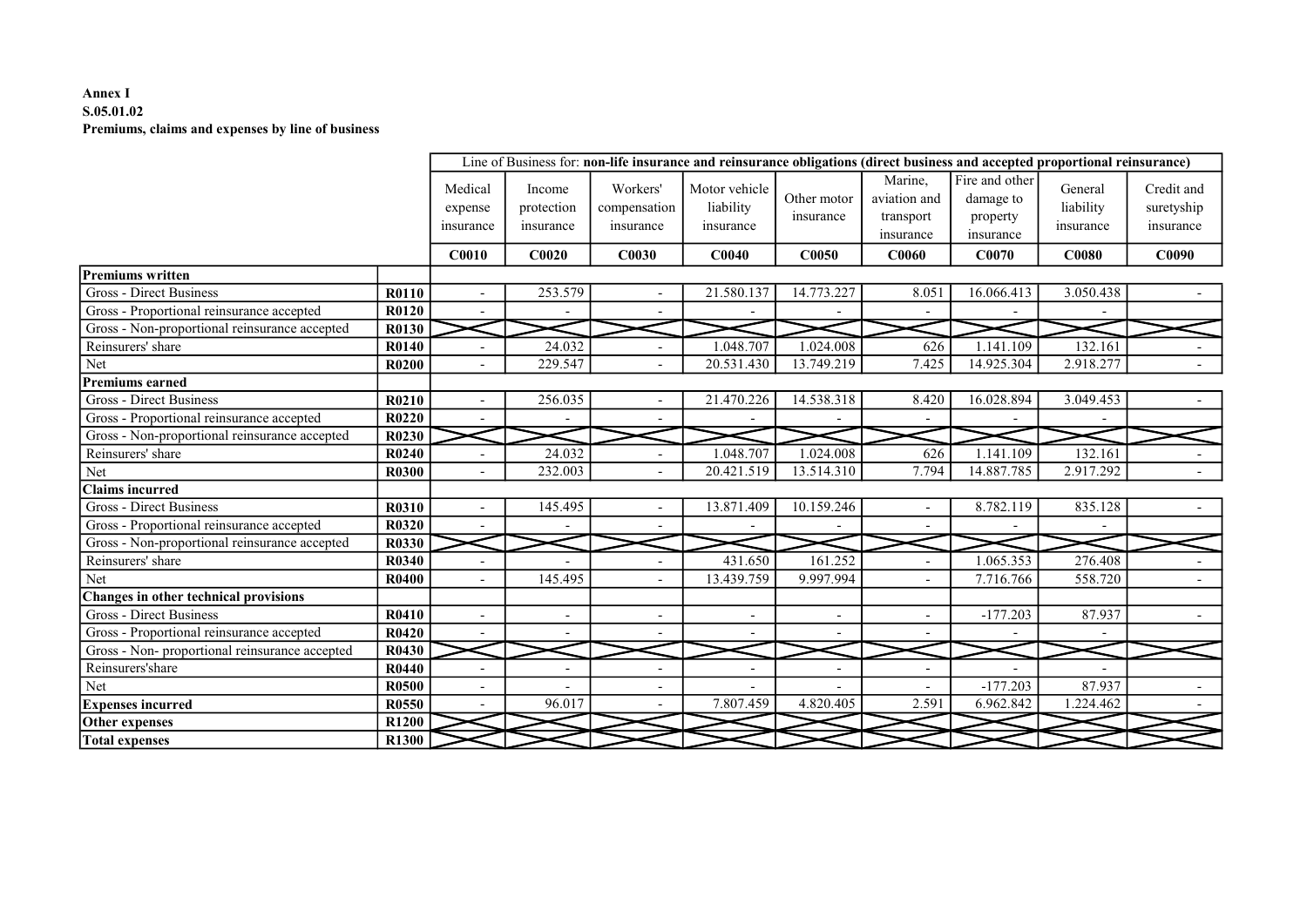**Annex I**
**S.05.01.02**
**Premiums, claims and expenses by line of business**

| | | Line of Business for: **non-life insurance and reinsurance obligations (direct business and accepted proportional reinsurance)** | | | | | | | | |
|---|---|---|---|---|---|---|---|---|---|---|
| | | Medical expense insurance | Income protection insurance | Workers' compensation insurance | Motor vehicle liability insurance | Other motor insurance | Marine, aviation and transport insurance | Fire and other damage to property insurance | General liability insurance | Credit and suretyship insurance |
| | | **C0010** | **C0020** | **C0030** | **C0040** | **C0050** | **C0060** | **C0070** | **C0080** | **C0090** |
| **Premiums written** | | | | | | | | | | |
| Gross - Direct Business | **R0110** | - | 253.579 | - | 21.580.137 | 14.773.227 | 8.051 | 16.066.413 | 3.050.438 | - |
| Gross - Proportional reinsurance accepted | **R0120** | - | - | - | - | - | - | - | - | |
| Gross - Non-proportional reinsurance accepted | **R0130** | | | | | | | | | |
| Reinsurers' share | **R0140** | - | 24.032 | - | 1.048.707 | 1.024.008 | 626 | 1.141.109 | 132.161 | - |
| Net | **R0200** | - | 229.547 | - | 20.531.430 | 13.749.219 | 7.425 | 14.925.304 | 2.918.277 | - |
| **Premiums earned** | | | | | | | | | | |
| Gross - Direct Business | **R0210** | - | 256.035 | - | 21.470.226 | 14.538.318 | 8.420 | 16.028.894 | 3.049.453 | - |
| Gross - Proportional reinsurance accepted | **R0220** | - | - | - | - | - | - | - | - | |
| Gross - Non-proportional reinsurance accepted | **R0230** | | | | | | | | | |
| Reinsurers' share | **R0240** | - | 24.032 | - | 1.048.707 | 1.024.008 | 626 | 1.141.109 | 132.161 | - |
| Net | **R0300** | - | 232.003 | - | 20.421.519 | 13.514.310 | 7.794 | 14.887.785 | 2.917.292 | - |
| **Claims incurred** | | | | | | | | | | |
| Gross - Direct Business | **R0310** | - | 145.495 | - | 13.871.409 | 10.159.246 | - | 8.782.119 | 835.128 | - |
| Gross - Proportional reinsurance accepted | **R0320** | - | - | - | - | - | - | - | - | |
| Gross - Non-proportional reinsurance accepted | **R0330** | | | | | | | | | |
| Reinsurers' share | **R0340** | - | - | - | 431.650 | 161.252 | - | 1.065.353 | 276.408 | - |
| Net | **R0400** | - | 145.495 | - | 13.439.759 | 9.997.994 | - | 7.716.766 | 558.720 | - |
| **Changes in other technical provisions** | | | | | | | | | | |
| Gross - Direct Business | **R0410** | - | - | - | - | - | - | -177.203 | 87.937 | - |
| Gross - Proportional reinsurance accepted | **R0420** | - | - | - | - | - | - | - | - | |
| Gross - Non- proportional reinsurance accepted | **R0430** | | | | | | | | | |
| Reinsurers'share | **R0440** | - | - | - | - | - | - | - | - | |
| Net | **R0500** | - | - | - | - | - | - | -177.203 | 87.937 | - |
| **Expenses incurred** | **R0550** | - | 96.017 | - | 7.807.459 | 4.820.405 | 2.591 | 6.962.842 | 1.224.462 | - |
| **Other expenses** | **R1200** | | | | | | | | | |
| **Total expenses** | **R1300** | | | | | | | | | |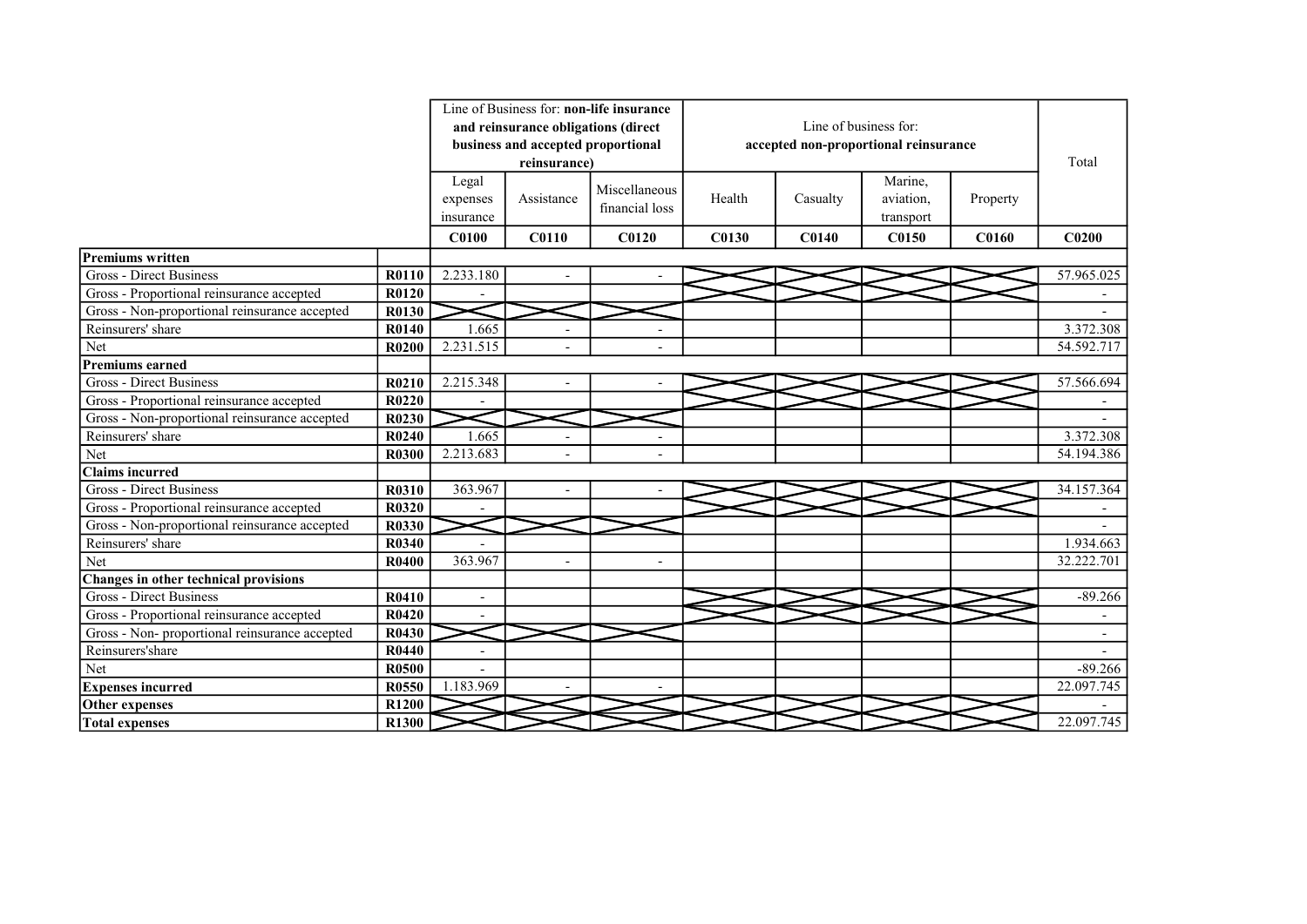| | | Line of Business for: **non-life insurance and reinsurance obligations (direct business and accepted proportional reinsurance)** | | | Line of business for: **accepted non-proportional reinsurance** | | | | Total |
|---|---|---|---|---|---|---|---|---|---|
| | | Legal expenses insurance | Assistance | Miscellaneous financial loss | Health | Casualty | Marine, aviation, transport | Property | |
| | | **C0100** | **C0110** | **C0120** | **C0130** | **C0140** | **C0150** | **C0160** | **C0200** |
| **Premiums written** | | | | | | | | | |
| Gross - Direct Business | **R0110** | 2.233.180 | - | - | | | | | 57.965.025 |
| Gross - Proportional reinsurance accepted | **R0120** | - | | | | | | | - |
| Gross - Non-proportional reinsurance accepted | **R0130** | | | | | | | | - |
| Reinsurers' share | **R0140** | 1.665 | - | - | | | | | 3.372.308 |
| Net | **R0200** | 2.231.515 | - | - | | | | | 54.592.717 |
| **Premiums earned** | | | | | | | | | |
| Gross - Direct Business | **R0210** | 2.215.348 | - | - | | | | | 57.566.694 |
| Gross - Proportional reinsurance accepted | **R0220** | - | | | | | | | - |
| Gross - Non-proportional reinsurance accepted | **R0230** | | | | | | | | - |
| Reinsurers' share | **R0240** | 1.665 | - | - | | | | | 3.372.308 |
| Net | **R0300** | 2.213.683 | - | - | | | | | 54.194.386 |
| **Claims incurred** | | | | | | | | | |
| Gross - Direct Business | **R0310** | 363.967 | - | - | | | | | 34.157.364 |
| Gross - Proportional reinsurance accepted | **R0320** | - | | | | | | | - |
| Gross - Non-proportional reinsurance accepted | **R0330** | | | | | | | | - |
| Reinsurers' share | **R0340** | - | | | | | | | 1.934.663 |
| Net | **R0400** | 363.967 | - | - | | | | | 32.222.701 |
| **Changes in other technical provisions** | | | | | | | | | |
| Gross - Direct Business | **R0410** | - | | | | | | | -89.266 |
| Gross - Proportional reinsurance accepted | **R0420** | - | | | | | | | - |
| Gross - Non- proportional reinsurance accepted | **R0430** | | | | | | | | - |
| Reinsurers'share | **R0440** | - | | | | | | | - |
| Net | **R0500** | - | | | | | | | -89.266 |
| **Expenses incurred** | **R0550** | 1.183.969 | - | - | | | | | 22.097.745 |
| **Other expenses** | **R1200** | | | | | | | | - |
| **Total expenses** | **R1300** | | | | | | | | 22.097.745 |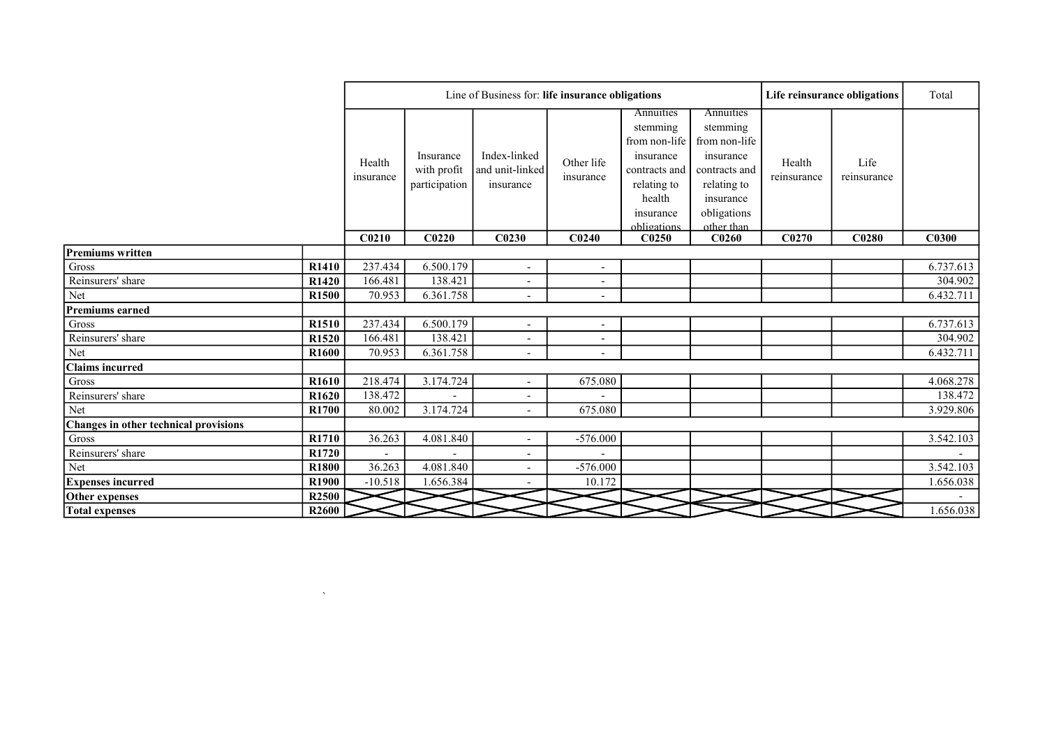| | | Line of Business for: **life insurance obligations** | | | | | | **Life reinsurance obligations** | | Total |
|---|---|---|---|---|---|---|---|---|---|---|
| | | Health insurance | Insurance with profit participation | Index-linked and unit-linked insurance | Other life insurance | Annuities stemming from non-life insurance contracts and relating to health insurance obligations | Annuities stemming from non-life insurance contracts and relating to insurance obligations other than | Health reinsurance | Life reinsurance | |
| | | **C0210** | **C0220** | **C0230** | **C0240** | **C0250** | **C0260** | **C0270** | **C0280** | **C0300** |
| **Premiums written** | | | | | | | | | | |
| Gross | **R1410** | 237.434 | 6.500.179 | - | - | | | | | 6.737.613 |
| Reinsurers' share | **R1420** | 166.481 | 138.421 | - | - | | | | | 304.902 |
| Net | **R1500** | 70.953 | 6.361.758 | - | - | | | | | 6.432.711 |
| **Premiums earned** | | | | | | | | | | |
| Gross | **R1510** | 237.434 | 6.500.179 | - | - | | | | | 6.737.613 |
| Reinsurers' share | **R1520** | 166.481 | 138.421 | - | - | | | | | 304.902 |
| Net | **R1600** | 70.953 | 6.361.758 | - | - | | | | | 6.432.711 |
| **Claims incurred** | | | | | | | | | | |
| Gross | **R1610** | 218.474 | 3.174.724 | - | 675.080 | | | | | 4.068.278 |
| Reinsurers' share | **R1620** | 138.472 | - | - | - | | | | | 138.472 |
| Net | **R1700** | 80.002 | 3.174.724 | - | 675.080 | | | | | 3.929.806 |
| **Changes in other technical provisions** | | | | | | | | | | |
| Gross | **R1710** | 36.263 | 4.081.840 | - | -576.000 | | | | | 3.542.103 |
| Reinsurers' share | **R1720** | - | - | - | - | | | | | - |
| Net | **R1800** | 36.263 | 4.081.840 | - | -576.000 | | | | | 3.542.103 |
| **Expenses incurred** | **R1900** | -10.518 | 1.656.384 | - | 10.172 | | | | | 1.656.038 |
| **Other expenses** | **R2500** | | | | | | | | | - |
| **Total expenses** | **R2600** | | | | | | | | | 1.656.038 |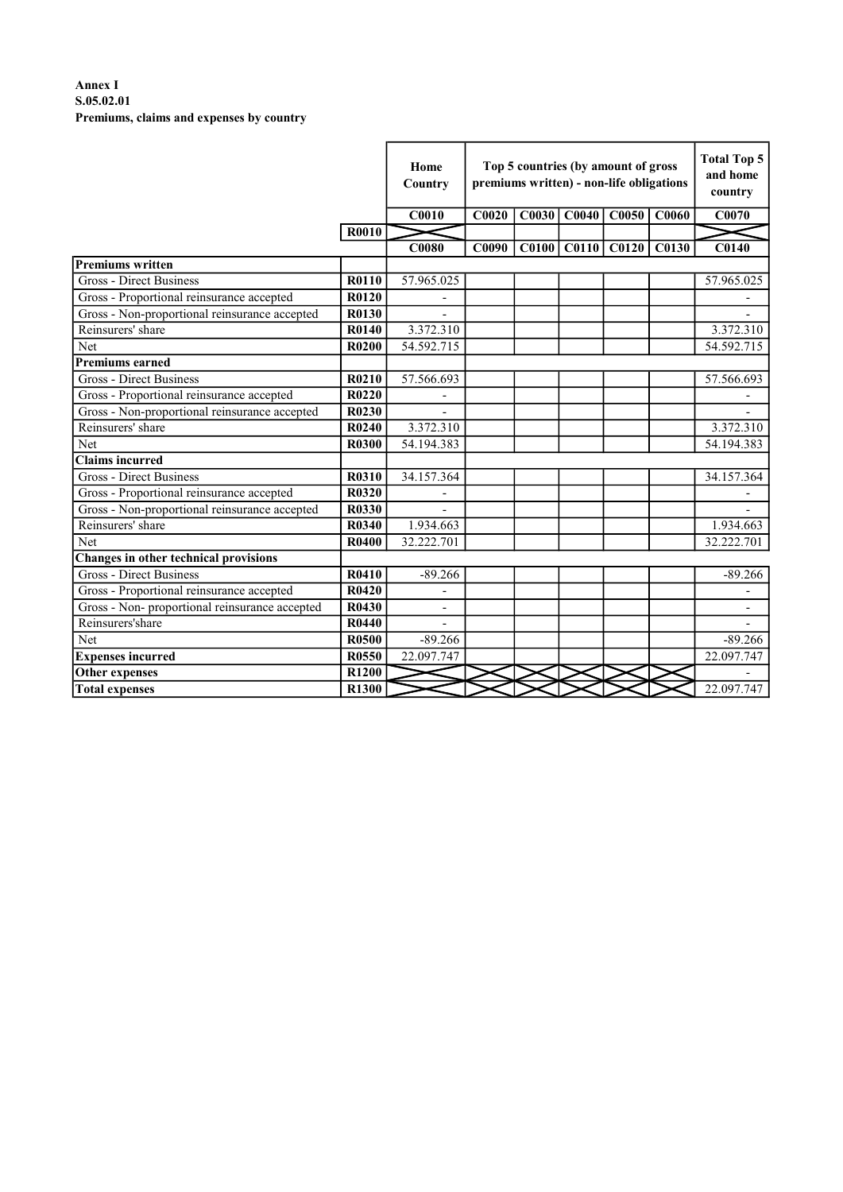**Annex I**
**S.05.02.01**
**Premiums, claims and expenses by country**

| | | Home Country | Top 5 countries (by amount of gross premiums written) - non-life obligations | | | | | Total Top 5 and home country |
|---|---|---|---|---|---|---|---|---|
| | | C0010 | C0020 | C0030 | C0040 | C0050 | C0060 | C0070 |
| | R0010 | | | | | | | |
| | | C0080 | C0090 | C0100 | C0110 | C0120 | C0130 | C0140 |
| **Premiums written** | | | | | | | | |
| Gross - Direct Business | **R0110** | 57.965.025 | | | | | | 57.965.025 |
| Gross - Proportional reinsurance accepted | **R0120** | - | | | | | | - |
| Gross - Non-proportional reinsurance accepted | **R0130** | - | | | | | | - |
| Reinsurers' share | **R0140** | 3.372.310 | | | | | | 3.372.310 |
| Net | **R0200** | 54.592.715 | | | | | | 54.592.715 |
| **Premiums earned** | | | | | | | | |
| Gross - Direct Business | **R0210** | 57.566.693 | | | | | | 57.566.693 |
| Gross - Proportional reinsurance accepted | **R0220** | - | | | | | | - |
| Gross - Non-proportional reinsurance accepted | **R0230** | - | | | | | | - |
| Reinsurers' share | **R0240** | 3.372.310 | | | | | | 3.372.310 |
| Net | **R0300** | 54.194.383 | | | | | | 54.194.383 |
| **Claims incurred** | | | | | | | | |
| Gross - Direct Business | **R0310** | 34.157.364 | | | | | | 34.157.364 |
| Gross - Proportional reinsurance accepted | **R0320** | - | | | | | | - |
| Gross - Non-proportional reinsurance accepted | **R0330** | - | | | | | | - |
| Reinsurers' share | **R0340** | 1.934.663 | | | | | | 1.934.663 |
| Net | **R0400** | 32.222.701 | | | | | | 32.222.701 |
| **Changes in other technical provisions** | | | | | | | | |
| Gross - Direct Business | **R0410** | -89.266 | | | | | | -89.266 |
| Gross - Proportional reinsurance accepted | **R0420** | - | | | | | | - |
| Gross - Non- proportional reinsurance accepted | **R0430** | - | | | | | | - |
| Reinsurers'share | **R0440** | - | | | | | | - |
| Net | **R0500** | -89.266 | | | | | | -89.266 |
| **Expenses incurred** | **R0550** | 22.097.747 | | | | | | 22.097.747 |
| **Other expenses** | **R1200** | | | | | | | - |
| **Total expenses** | **R1300** | | | | | | | 22.097.747 |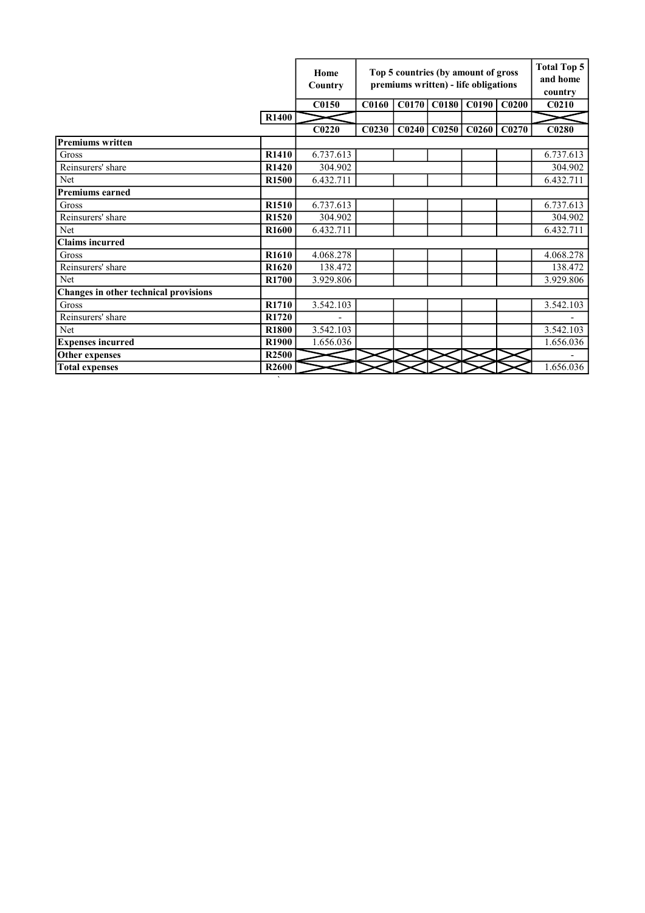| | | Home Country | Top 5 countries (by amount of gross premiums written) - life obligations | | | | | Total Top 5 and home country |
|---|---|---|---|---|---|---|---|---|
| | | C0150 | C0160 | C0170 | C0180 | C0190 | C0200 | C0210 |
| | R1400 | | | | | | | |
| | | C0220 | C0230 | C0240 | C0250 | C0260 | C0270 | C0280 |
| **Premiums written** | | | | | | | | |
| Gross | R1410 | 6.737.613 | | | | | | 6.737.613 |
| Reinsurers' share | R1420 | 304.902 | | | | | | 304.902 |
| Net | R1500 | 6.432.711 | | | | | | 6.432.711 |
| **Premiums earned** | | | | | | | | |
| Gross | R1510 | 6.737.613 | | | | | | 6.737.613 |
| Reinsurers' share | R1520 | 304.902 | | | | | | 304.902 |
| Net | R1600 | 6.432.711 | | | | | | 6.432.711 |
| **Claims incurred** | | | | | | | | |
| Gross | R1610 | 4.068.278 | | | | | | 4.068.278 |
| Reinsurers' share | R1620 | 138.472 | | | | | | 138.472 |
| Net | R1700 | 3.929.806 | | | | | | 3.929.806 |
| **Changes in other technical provisions** | | | | | | | | |
| Gross | R1710 | 3.542.103 | | | | | | 3.542.103 |
| Reinsurers' share | R1720 | - | | | | | | - |
| Net | R1800 | 3.542.103 | | | | | | 3.542.103 |
| **Expenses incurred** | R1900 | 1.656.036 | | | | | | 1.656.036 |
| **Other expenses** | R2500 | | | | | | | - |
| **Total expenses** | R2600 | | | | | | | 1.656.036 |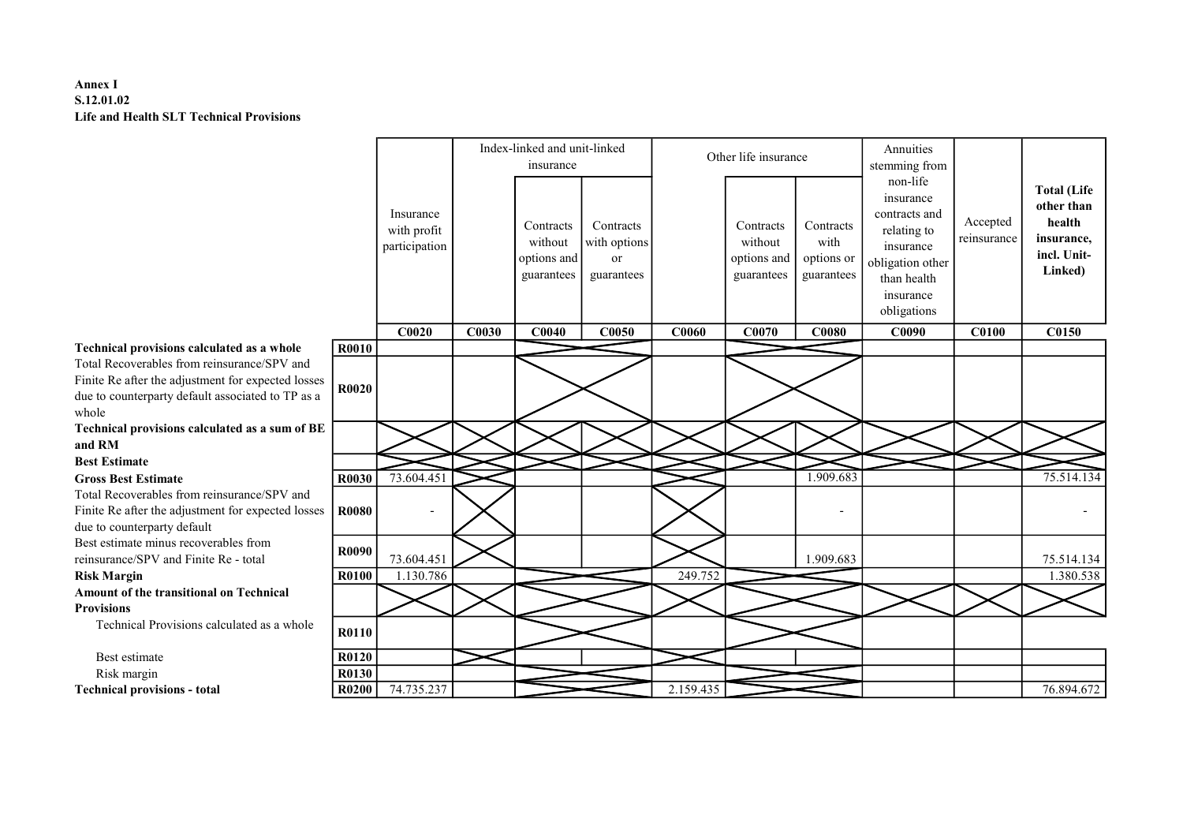**Annex I**
**S.12.01.02**
**Life and Health SLT Technical Provisions**

| | | Insurance with profit participation | Index-linked and unit-linked insurance | | | Other life insurance | | | Annuities stemming from non-life insurance contracts and relating to insurance obligation other than health insurance obligations | Accepted reinsurance | **Total (Life other than health insurance, incl. Unit-Linked)** |
|---|---|---|---|---|---|---|---|---|---|---|---|
| | | | | Contracts without options and guarantees | Contracts with options or guarantees | | Contracts without options and guarantees | Contracts with options or guarantees | | | |
| | | **C0020** | **C0030** | **C0040** | **C0050** | **C0060** | **C0070** | **C0080** | **C0090** | **C0100** | **C0150** |
| **Technical provisions calculated as a whole** | **R0010** | | | | | | | | | | |
| Total Recoverables from reinsurance/SPV and Finite Re after the adjustment for expected losses due to counterparty default associated to TP as a whole | **R0020** | | | | | | | | | | |
| **Technical provisions calculated as a sum of BE and RM** | | | | | | | | | | | |
| **Best Estimate** | | | | | | | | | | | |
| **Gross Best Estimate** | **R0030** | 73.604.451 | | | | | | 1.909.683 | | | 75.514.134 |
| Total Recoverables from reinsurance/SPV and Finite Re after the adjustment for expected losses due to counterparty default | **R0080** | - | | | | | | - | | | - |
| Best estimate minus recoverables from reinsurance/SPV and Finite Re - total | **R0090** | 73.604.451 | | | | | | 1.909.683 | | | 75.514.134 |
| **Risk Margin** | **R0100** | 1.130.786 | | | | 249.752 | | | | | 1.380.538 |
| **Amount of the transitional on Technical Provisions** | | | | | | | | | | | |
| Technical Provisions calculated as a whole | **R0110** | | | | | | | | | | |
| Best estimate | **R0120** | | | | | | | | | | |
| Risk margin | **R0130** | | | | | | | | | | |
| **Technical provisions - total** | **R0200** | 74.735.237 | | | | 2.159.435 | | | | | 76.894.672 |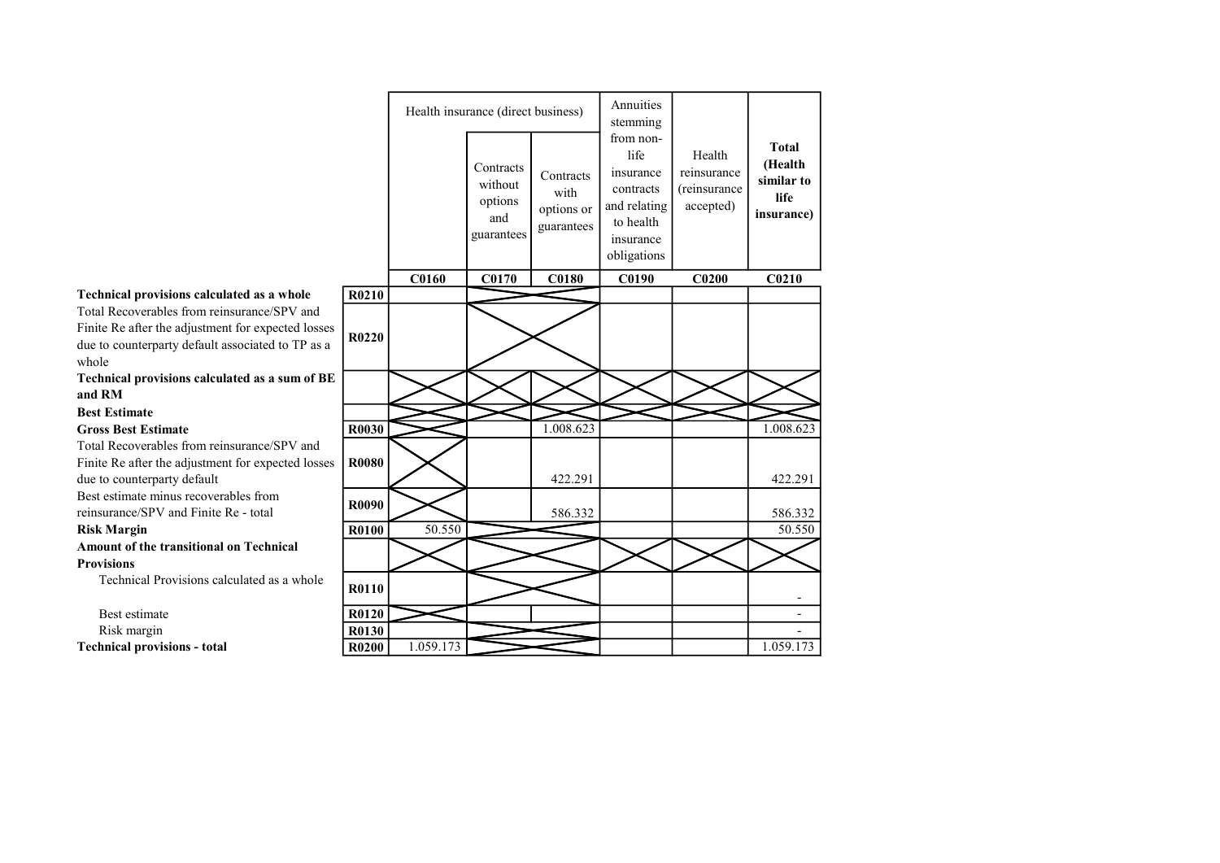| | | Health insurance (direct business) | | | Annuities stemming from non-life insurance contracts and relating to health insurance obligations | Health reinsurance (reinsurance accepted) | **Total (Health similar to life insurance)** |
|---|---|---|---|---|---|---|---|
| | | | Contracts without options and guarantees | Contracts with options or guarantees | | | |
| | | **C0160** | **C0170** | **C0180** | **C0190** | **C0200** | **C0210** |
| **Technical provisions calculated as a whole** | **R0210** | | | | | | |
| Total Recoverables from reinsurance/SPV and Finite Re after the adjustment for expected losses due to counterparty default associated to TP as a whole | **R0220** | | | | | | |
| **Technical provisions calculated as a sum of BE and RM** | | | | | | | |
| **Best Estimate** | | | | | | | |
| **Gross Best Estimate** | **R0030** | | | 1.008.623 | | | 1.008.623 |
| Total Recoverables from reinsurance/SPV and Finite Re after the adjustment for expected losses due to counterparty default | **R0080** | | | 422.291 | | | 422.291 |
| Best estimate minus recoverables from reinsurance/SPV and Finite Re - total | **R0090** | | | 586.332 | | | 586.332 |
| **Risk Margin** | **R0100** | 50.550 | | | | | 50.550 |
| **Amount of the transitional on Technical Provisions** | | | | | | | |
| Technical Provisions calculated as a whole | **R0110** | | | | | | - |
| Best estimate | **R0120** | | | | | | - |
| Risk margin | **R0130** | | | | | | - |
| **Technical provisions - total** | **R0200** | 1.059.173 | | | | | 1.059.173 |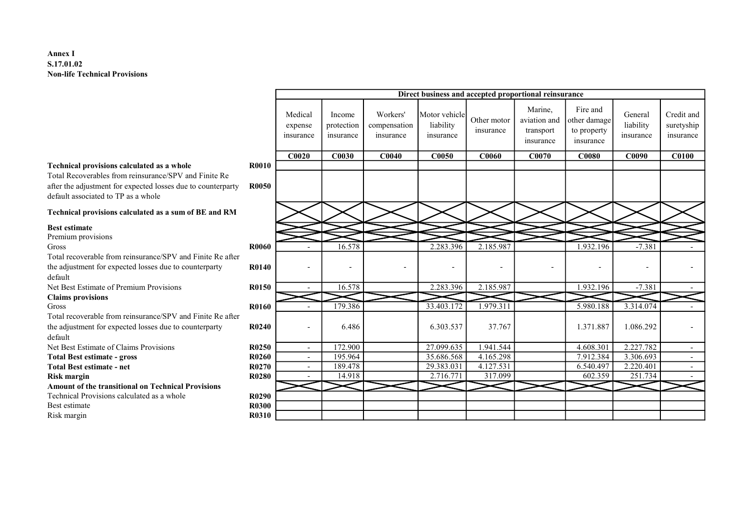**Annex I**
**S.17.01.02**
**Non-life Technical Provisions**

| | | Direct business and accepted proportional reinsurance | | | | | | | | |
|---|---|---|---|---|---|---|---|---|---|---|
| | | Medical expense insurance | Income protection insurance | Workers' compensation insurance | Motor vehicle liability insurance | Other motor insurance | Marine, aviation and transport insurance | Fire and other damage to property insurance | General liability insurance | Credit and suretyship insurance |
| | | C0020 | C0030 | C0040 | C0050 | C0060 | C0070 | C0080 | C0090 | C0100 |
| **Technical provisions calculated as a whole** | **R0010** | | | | | | | | | |
| Total Recoverables from reinsurance/SPV and Finite Re after the adjustment for expected losses due to counterparty default associated to TP as a whole | **R0050** | | | | | | | | | |
| **Technical provisions calculated as a sum of BE and RM** | | | | | | | | | | |
| **Best estimate** | | | | | | | | | | |
| Premium provisions | | | | | | | | | | |
| Gross | **R0060** | - | 16.578 | | 2.283.396 | 2.185.987 | | 1.932.196 | -7.381 | - |
| Total recoverable from reinsurance/SPV and Finite Re after the adjustment for expected losses due to counterparty default | **R0140** | - | - | - | - | - | - | - | - | - |
| Net Best Estimate of Premium Provisions | **R0150** | - | 16.578 | | 2.283.396 | 2.185.987 | | 1.932.196 | -7.381 | - |
| **Claims provisions** | | | | | | | | | | |
| Gross | **R0160** | - | 179.386 | | 33.403.172 | 1.979.311 | | 5.980.188 | 3.314.074 | - |
| Total recoverable from reinsurance/SPV and Finite Re after the adjustment for expected losses due to counterparty default | **R0240** | - | 6.486 | | 6.303.537 | 37.767 | | 1.371.887 | 1.086.292 | - |
| Net Best Estimate of Claims Provisions | **R0250** | - | 172.900 | | 27.099.635 | 1.941.544 | | 4.608.301 | 2.227.782 | - |
| **Total Best estimate - gross** | **R0260** | - | 195.964 | | 35.686.568 | 4.165.298 | | 7.912.384 | 3.306.693 | - |
| **Total Best estimate - net** | **R0270** | - | 189.478 | | 29.383.031 | 4.127.531 | | 6.540.497 | 2.220.401 | - |
| **Risk margin** | **R0280** | - | 14.918 | | 2.716.771 | 317.099 | | 602.359 | 251.734 | - |
| **Amount of the transitional on Technical Provisions** | | | | | | | | | | |
| Technical Provisions calculated as a whole | **R0290** | | | | | | | | | |
| Best estimate | **R0300** | | | | | | | | | |
| Risk margin | **R0310** | | | | | | | | | |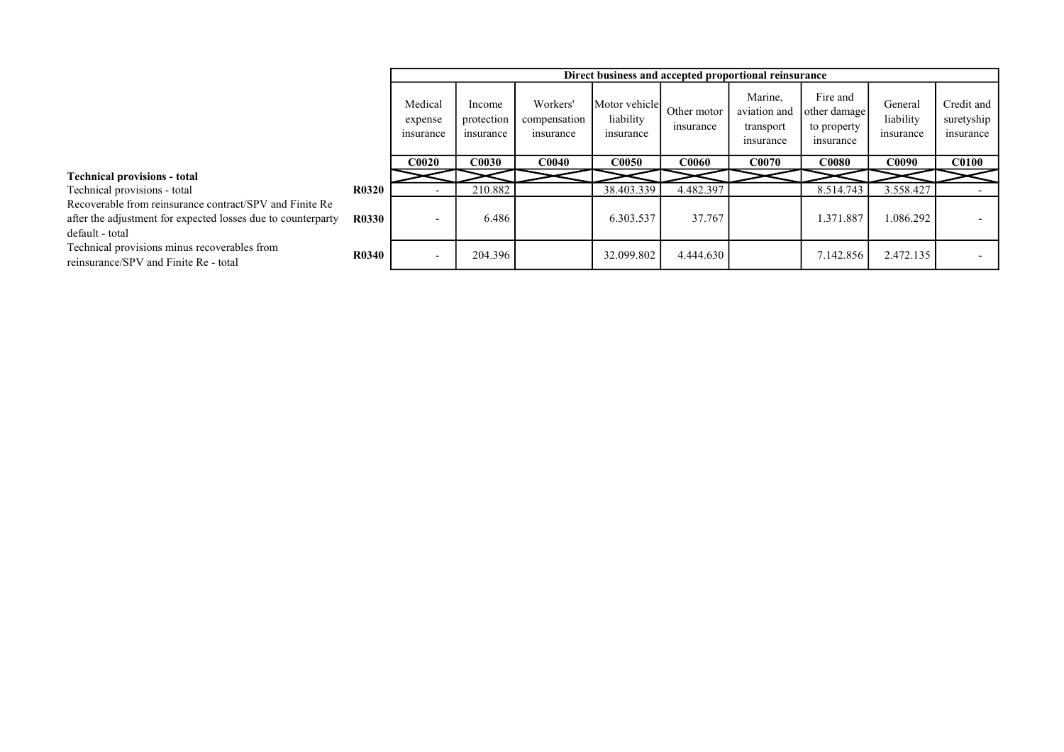| | | Direct business and accepted proportional reinsurance | | | | | | | | |
|---|---|---|---|---|---|---|---|---|---|---|
| | | Medical expense insurance | Income protection insurance | Workers' compensation insurance | Motor vehicle liability insurance | Other motor insurance | Marine, aviation and transport insurance | Fire and other damage to property insurance | General liability insurance | Credit and suretyship insurance |
| | | C0020 | C0030 | C0040 | C0050 | C0060 | C0070 | C0080 | C0090 | C0100 |
| **Technical provisions - total** | | | | | | | | | | |
| Technical provisions - total | **R0320** | - | 210.882 | | 38.403.339 | 4.482.397 | | 8.514.743 | 3.558.427 | - |
| Recoverable from reinsurance contract/SPV and Finite Re after the adjustment for expected losses due to counterparty default - total | **R0330** | - | 6.486 | | 6.303.537 | 37.767 | | 1.371.887 | 1.086.292 | - |
| Technical provisions minus recoverables from reinsurance/SPV and Finite Re - total | **R0340** | - | 204.396 | | 32.099.802 | 4.444.630 | | 7.142.856 | 2.472.135 | - |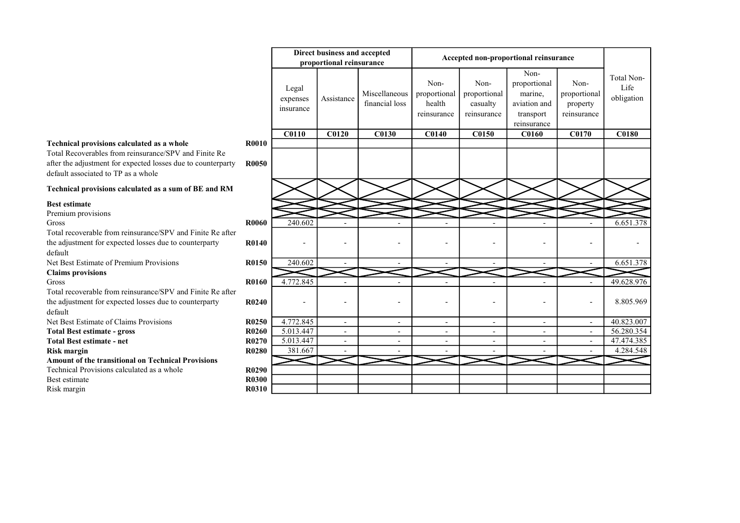| | | Direct business and accepted proportional reinsurance | | | Accepted non-proportional reinsurance | | | | |
|---|---|---|---|---|---|---|---|---|---|
| | | Legal expenses insurance | Assistance | Miscellaneous financial loss | Non-proportional health reinsurance | Non-proportional casualty reinsurance | Non-proportional marine, aviation and transport reinsurance | Non-proportional property reinsurance | Total Non-Life obligation |
| | | C0110 | C0120 | C0130 | C0140 | C0150 | C0160 | C0170 | C0180 |
| **Technical provisions calculated as a whole** | **R0010** | | | | | | | | |
| Total Recoverables from reinsurance/SPV and Finite Re after the adjustment for expected losses due to counterparty default associated to TP as a whole | **R0050** | | | | | | | | |
| **Technical provisions calculated as a sum of BE and RM** | | | | | | | | | |
| **Best estimate** | | | | | | | | | |
| Premium provisions | | | | | | | | | |
| Gross | **R0060** | 240.602 | - | - | - | - | - | - | 6.651.378 |
| Total recoverable from reinsurance/SPV and Finite Re after the adjustment for expected losses due to counterparty default | **R0140** | - | - | - | - | - | - | - | - |
| Net Best Estimate of Premium Provisions | **R0150** | 240.602 | - | - | - | - | - | - | 6.651.378 |
| **Claims provisions** | | | | | | | | | |
| Gross | **R0160** | 4.772.845 | - | - | - | - | - | - | 49.628.976 |
| Total recoverable from reinsurance/SPV and Finite Re after the adjustment for expected losses due to counterparty default | **R0240** | - | - | - | - | - | - | - | 8.805.969 |
| Net Best Estimate of Claims Provisions | **R0250** | 4.772.845 | - | - | - | - | - | - | 40.823.007 |
| **Total Best estimate - gross** | **R0260** | 5.013.447 | - | - | - | - | - | - | 56.280.354 |
| **Total Best estimate - net** | **R0270** | 5.013.447 | - | - | - | - | - | - | 47.474.385 |
| **Risk margin** | **R0280** | 381.667 | - | - | - | - | - | - | 4.284.548 |
| **Amount of the transitional on Technical Provisions** | | | | | | | | | |
| Technical Provisions calculated as a whole | **R0290** | | | | | | | | |
| Best estimate | **R0300** | | | | | | | | |
| Risk margin | **R0310** | | | | | | | | |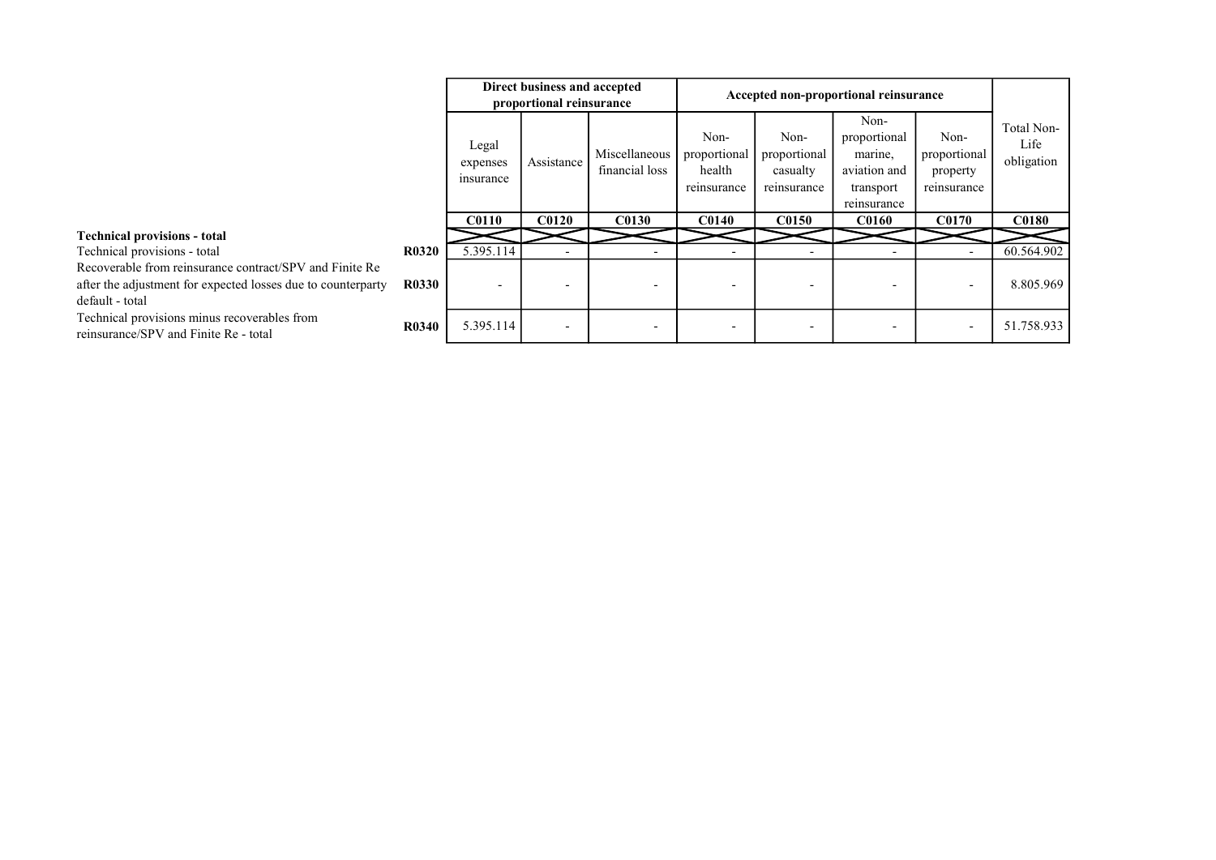| | | Direct business and accepted proportional reinsurance | | | Accepted non-proportional reinsurance | | | | |
|---|---|---|---|---|---|---|---|---|---|
| | | Legal expenses insurance | Assistance | Miscellaneous financial loss | Non-proportional health reinsurance | Non-proportional casualty reinsurance | Non-proportional marine, aviation and transport reinsurance | Non-proportional property reinsurance | Total Non-Life obligation |
| | | C0110 | C0120 | C0130 | C0140 | C0150 | C0160 | C0170 | C0180 |
| **Technical provisions - total** | | | | | | | | | |
| Technical provisions - total | R0320 | 5.395.114 | - | - | - | - | - | - | 60.564.902 |
| Recoverable from reinsurance contract/SPV and Finite Re after the adjustment for expected losses due to counterparty default - total | R0330 | - | - | - | - | - | - | - | 8.805.969 |
| Technical provisions minus recoverables from reinsurance/SPV and Finite Re - total | R0340 | 5.395.114 | - | - | - | - | - | - | 51.758.933 |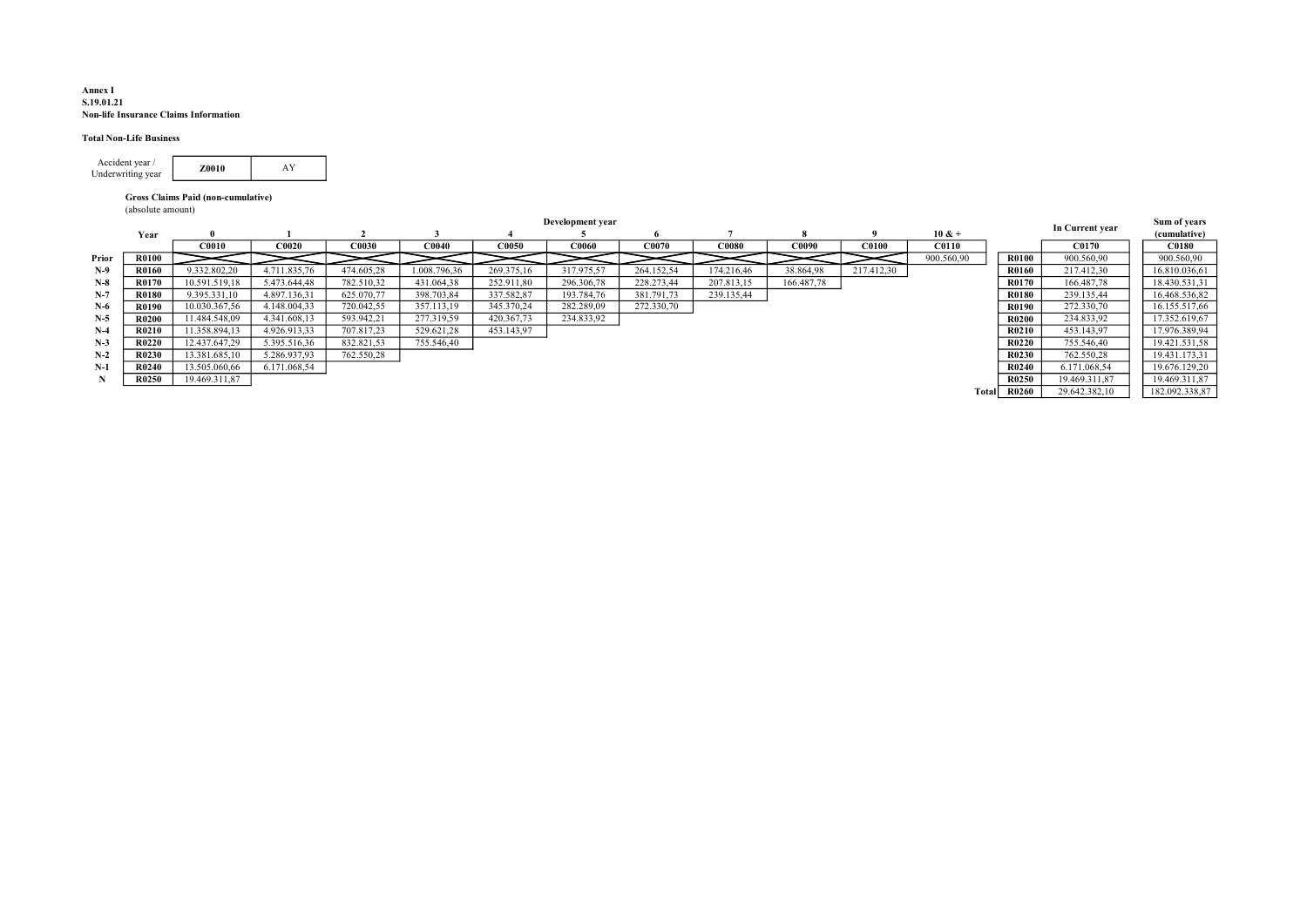**Annex I**
**S.19.01.21**
**Non-life Insurance Claims Information**

**Total Non-Life Business**

| Accident year / Underwriting year | Z0010 | AY |
|---|---|---|

**Gross Claims Paid (non-cumulative)**
(absolute amount)

| | Year | 0 | 1 | 2 | 3 | 4 | 5 | 6 | 7 | 8 | 9 | 10 & + | | | In Current year | Sum of years (cumulative) |
|---|---|---|---|---|---|---|---|---|---|---|---|---|---|---|---|---|
| | | C0010 | C0020 | C0030 | C0040 | C0050 | C0060 | C0070 | C0080 | C0090 | C0100 | C0110 | | | C0170 | C0180 |
| Prior | R0100 | | | | | | | | | | | 900.560,90 | | R0100 | 900.560,90 | 900.560,90 |
| N-9 | R0160 | 9.332.802,20 | 4.711.835,76 | 474.605,28 | 1.008.796,36 | 269.375,16 | 317.975,57 | 264.152,54 | 174.216,46 | 38.864,98 | 217.412,30 | | | R0160 | 217.412,30 | 16.810.036,61 |
| N-8 | R0170 | 10.591.519,18 | 5.473.644,48 | 782.510,32 | 431.064,38 | 252.911,80 | 296.306,78 | 228.273,44 | 207.813,15 | 166.487,78 | | | | R0170 | 166.487,78 | 18.430.531,31 |
| N-7 | R0180 | 9.395.331,10 | 4.897.136,31 | 625.070,77 | 398.703,84 | 337.582,87 | 193.784,76 | 381.791,73 | 239.135,44 | | | | | R0180 | 239.135,44 | 16.468.536,82 |
| N-6 | R0190 | 10.030.367,56 | 4.148.004,33 | 720.042,55 | 357.113,19 | 345.370,24 | 282.289,09 | 272.330,70 | | | | | | R0190 | 272.330,70 | 16.155.517,66 |
| N-5 | R0200 | 11.484.548,09 | 4.341.608,13 | 593.942,21 | 277.319,59 | 420.367,73 | 234.833,92 | | | | | | | R0200 | 234.833,92 | 17.352.619,67 |
| N-4 | R0210 | 11.358.894,13 | 4.926.913,33 | 707.817,23 | 529.621,28 | 453.143,97 | | | | | | | | R0210 | 453.143,97 | 17.976.389,94 |
| N-3 | R0220 | 12.437.647,29 | 5.395.516,36 | 832.821,53 | 755.546,40 | | | | | | | | | R0220 | 755.546,40 | 19.421.531,58 |
| N-2 | R0230 | 13.381.685,10 | 5.286.937,93 | 762.550,28 | | | | | | | | | | R0230 | 762.550,28 | 19.431.173,31 |
| N-1 | R0240 | 13.505.060,66 | 6.171.068,54 | | | | | | | | | | | R0240 | 6.171.068,54 | 19.676.129,20 |
| N | R0250 | 19.469.311,87 | | | | | | | | | | | | R0250 | 19.469.311,87 | 19.469.311,87 |
| | | | | | | | | | | | | | Total | R0260 | 29.642.382,10 | 182.092.338,87 |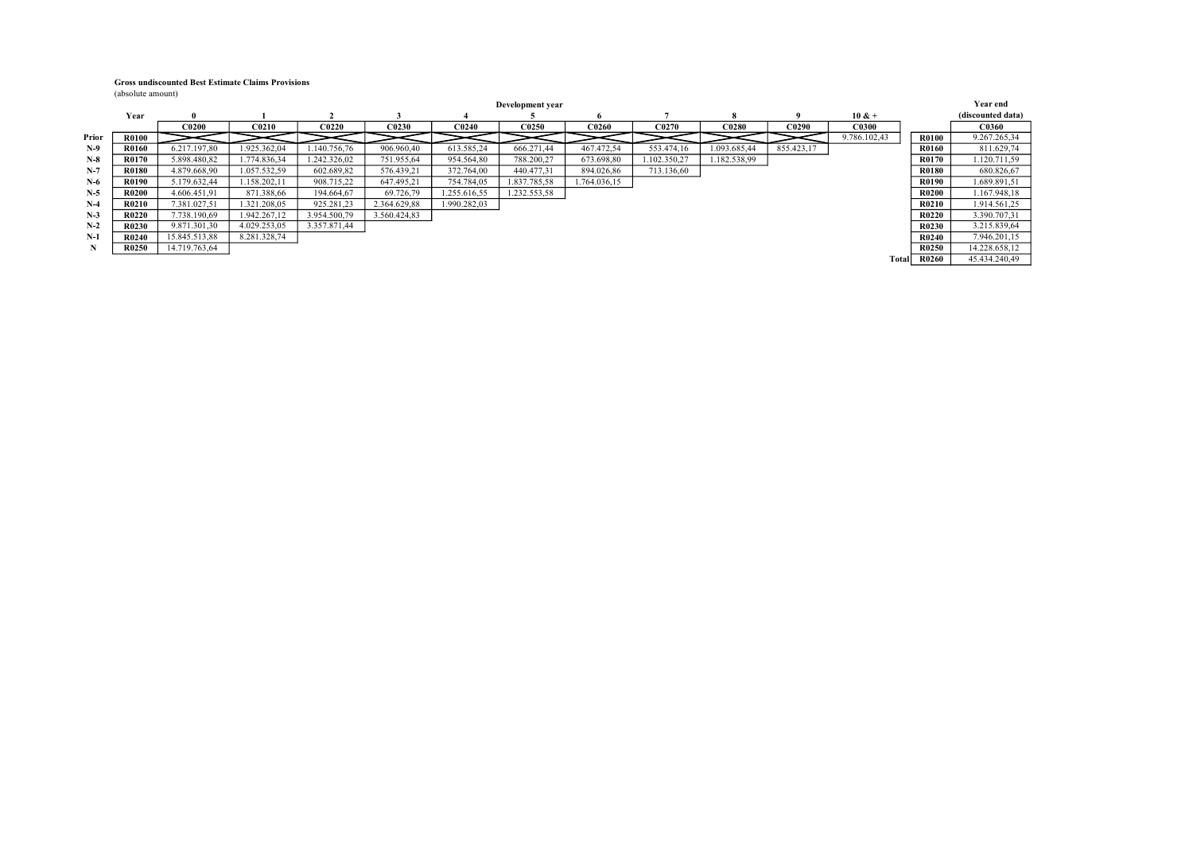**Gross undiscounted Best Estimate Claims Provisions**
(absolute amount)

| | Year | Development year 0 | 1 | 2 | 3 | 4 | 5 | 6 | 7 | 8 | 9 | 10 & + | | | Year end (discounted data) |
|---|---|---|---|---|---|---|---|---|---|---|---|---|---|---|---|
| | | C0200 | C0210 | C0220 | C0230 | C0240 | C0250 | C0260 | C0270 | C0280 | C0290 | C0300 | | | C0360 |
| Prior | R0100 | | | | | | | | | | | 9.786.102,43 | | R0100 | 9.267.265,34 |
| N-9 | R0160 | 6.217.197,80 | 1.925.362,04 | 1.140.756,76 | 906.960,40 | 613.585,24 | 666.271,44 | 467.472,54 | 553.474,16 | 1.093.685,44 | 855.423,17 | | | R0160 | 811.629,74 |
| N-8 | R0170 | 5.898.480,82 | 1.774.836,34 | 1.242.326,02 | 751.955,64 | 954.564,80 | 788.200,27 | 673.698,80 | 1.102.350,27 | 1.182.538,99 | | | | R0170 | 1.120.711,59 |
| N-7 | R0180 | 4.879.668,90 | 1.057.532,59 | 602.689,82 | 576.439,21 | 372.764,00 | 440.477,31 | 894.026,86 | 713.136,60 | | | | | R0180 | 680.826,67 |
| N-6 | R0190 | 5.179.632,44 | 1.158.202,11 | 908.715,22 | 647.495,21 | 754.784,05 | 1.837.785,58 | 1.764.036,15 | | | | | | R0190 | 1.689.891,51 |
| N-5 | R0200 | 4.606.451,91 | 871.388,66 | 194.664,67 | 69.726,79 | 1.255.616,55 | 1.232.553,58 | | | | | | | R0200 | 1.167.948,18 |
| N-4 | R0210 | 7.381.027,51 | 1.321.208,05 | 925.281,23 | 2.364.629,88 | 1.990.282,03 | | | | | | | | R0210 | 1.914.561,25 |
| N-3 | R0220 | 7.738.190,69 | 1.942.267,12 | 3.954.500,79 | 3.560.424,83 | | | | | | | | | R0220 | 3.390.707,31 |
| N-2 | R0230 | 9.871.301,30 | 4.029.253,05 | 3.357.871,44 | | | | | | | | | | R0230 | 3.215.839,64 |
| N-1 | R0240 | 15.845.513,88 | 8.281.328,74 | | | | | | | | | | | R0240 | 7.946.201,15 |
| N | R0250 | 14.719.763,64 | | | | | | | | | | | | R0250 | 14.228.658,12 |
| | | | | | | | | | | | | | Total | R0260 | 45.434.240,49 |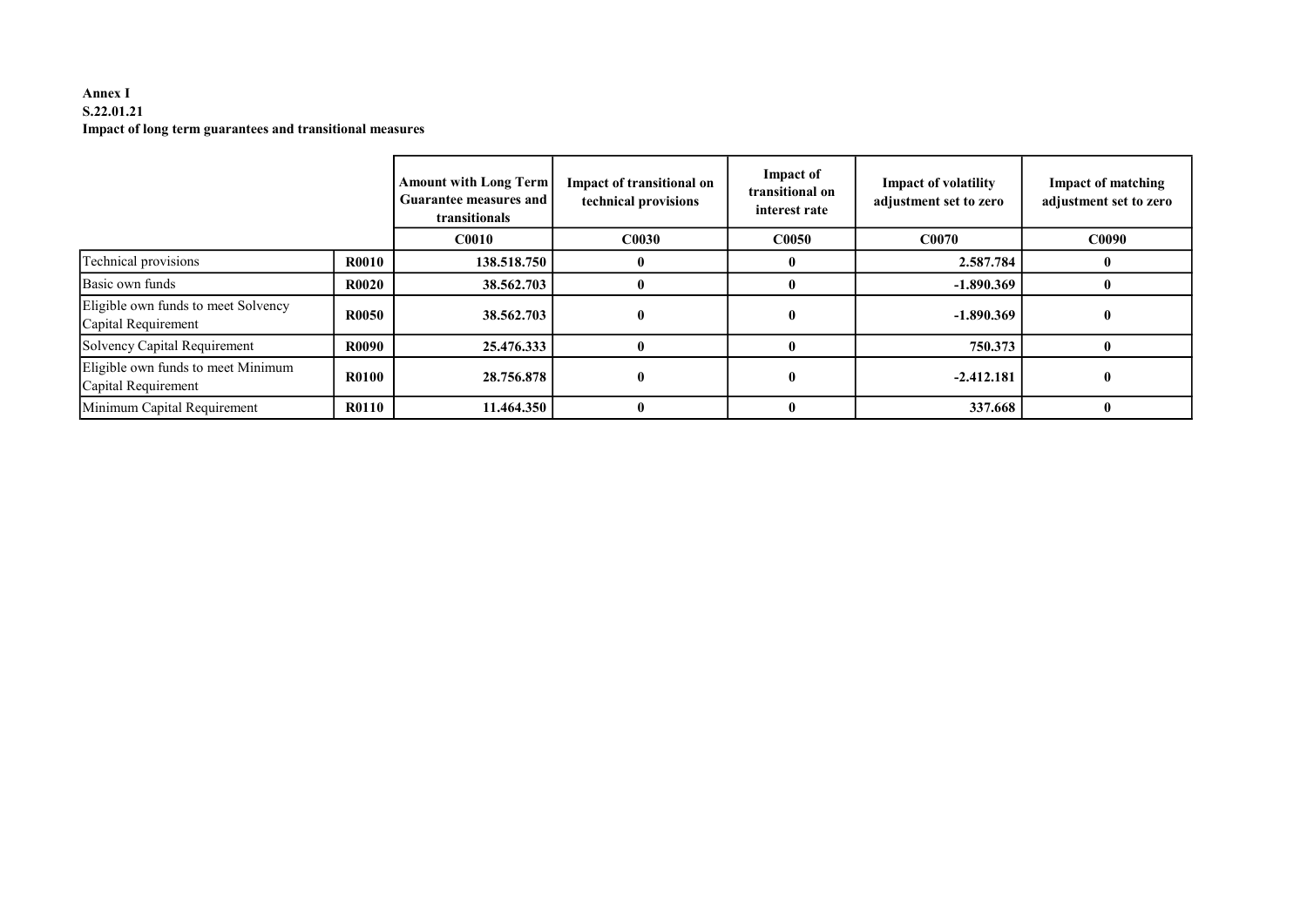**Annex I**
**S.22.01.21**
**Impact of long term guarantees and transitional measures**

| | | Amount with Long Term Guarantee measures and transitionals | Impact of transitional on technical provisions | Impact of transitional on interest rate | Impact of volatility adjustment set to zero | Impact of matching adjustment set to zero |
|---|---|---|---|---|---|---|
| | | C0010 | C0030 | C0050 | C0070 | C0090 |
| Technical provisions | R0010 | 138.518.750 | 0 | 0 | 2.587.784 | 0 |
| Basic own funds | R0020 | 38.562.703 | 0 | 0 | -1.890.369 | 0 |
| Eligible own funds to meet Solvency Capital Requirement | R0050 | 38.562.703 | 0 | 0 | -1.890.369 | 0 |
| Solvency Capital Requirement | R0090 | 25.476.333 | 0 | 0 | 750.373 | 0 |
| Eligible own funds to meet Minimum Capital Requirement | R0100 | 28.756.878 | 0 | 0 | -2.412.181 | 0 |
| Minimum Capital Requirement | R0110 | 11.464.350 | 0 | 0 | 337.668 | 0 |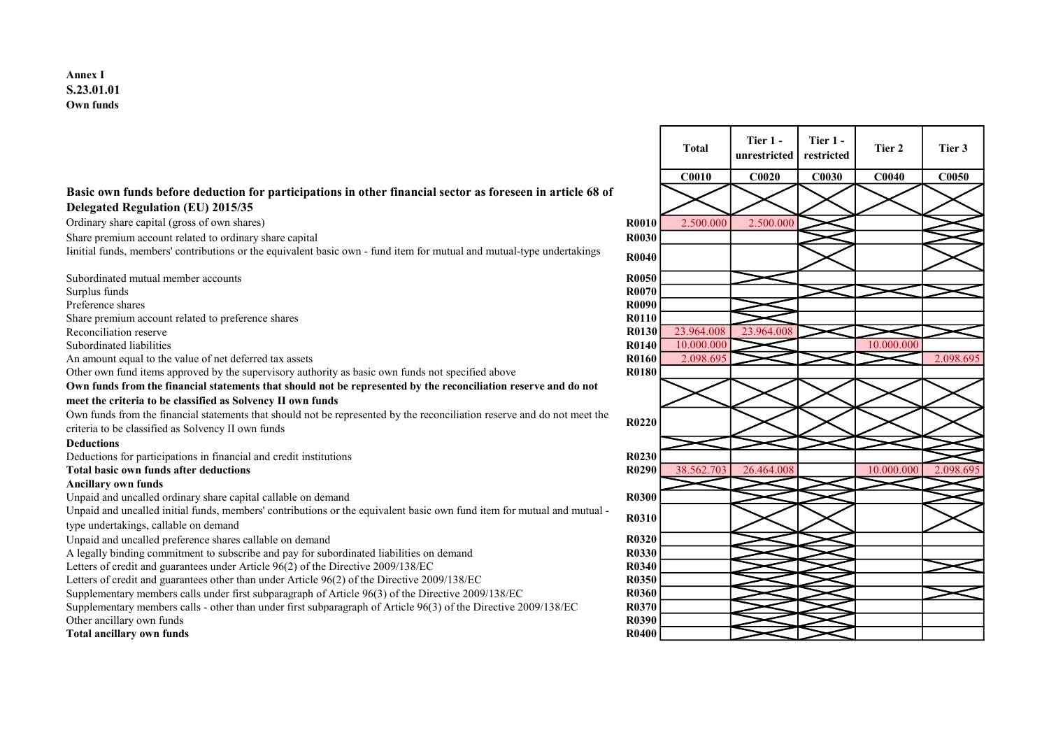**Annex I**
**S.23.01.01**
**Own funds**

| | | Total | Tier 1 - unrestricted | Tier 1 - restricted | Tier 2 | Tier 3 |
|---|---|---|---|---|---|---|
| | | C0010 | C0020 | C0030 | C0040 | C0050 |
| **Basic own funds before deduction for participations in other financial sector as foreseen in article 68 of Delegated Regulation (EU) 2015/35** | | | | | | |
| Ordinary share capital (gross of own shares) | R0010 | 2.500.000 | 2.500.000 | | | |
| Share premium account related to ordinary share capital | R0030 | | | | | |
| Iinitial funds, members' contributions or the equivalent basic own - fund item for mutual and mutual-type undertakings | R0040 | | | | | |
| Subordinated mutual member accounts | R0050 | | | | | |
| Surplus funds | R0070 | | | | | |
| Preference shares | R0090 | | | | | |
| Share premium account related to preference shares | R0110 | | | | | |
| Reconciliation reserve | R0130 | 23.964.008 | 23.964.008 | | | |
| Subordinated liabilities | R0140 | 10.000.000 | | | 10.000.000 | |
| An amount equal to the value of net deferred tax assets | R0160 | 2.098.695 | | | | 2.098.695 |
| Other own fund items approved by the supervisory authority as basic own funds not specified above | R0180 | | | | | |
| **Own funds from the financial statements that should not be represented by the reconciliation reserve and do not meet the criteria to be classified as Solvency II own funds** | | | | | | |
| Own funds from the financial statements that should not be represented by the reconciliation reserve and do not meet the criteria to be classified as Solvency II own funds | R0220 | | | | | |
| **Deductions** | | | | | | |
| Deductions for participations in financial and credit institutions | R0230 | | | | | |
| **Total basic own funds after deductions** | R0290 | 38.562.703 | 26.464.008 | | 10.000.000 | 2.098.695 |
| **Ancillary own funds** | | | | | | |
| Unpaid and uncalled ordinary share capital callable on demand | R0300 | | | | | |
| Unpaid and uncalled initial funds, members' contributions or the equivalent basic own fund item for mutual and mutual - type undertakings, callable on demand | R0310 | | | | | |
| Unpaid and uncalled preference shares callable on demand | R0320 | | | | | |
| A legally binding commitment to subscribe and pay for subordinated liabilities on demand | R0330 | | | | | |
| Letters of credit and guarantees under Article 96(2) of the Directive 2009/138/EC | R0340 | | | | | |
| Letters of credit and guarantees other than under Article 96(2) of the Directive 2009/138/EC | R0350 | | | | | |
| Supplementary members calls under first subparagraph of Article 96(3) of the Directive 2009/138/EC | R0360 | | | | | |
| Supplementary members calls - other than under first subparagraph of Article 96(3) of the Directive 2009/138/EC | R0370 | | | | | |
| Other ancillary own funds | R0390 | | | | | |
| **Total ancillary own funds** | R0400 | | | | | |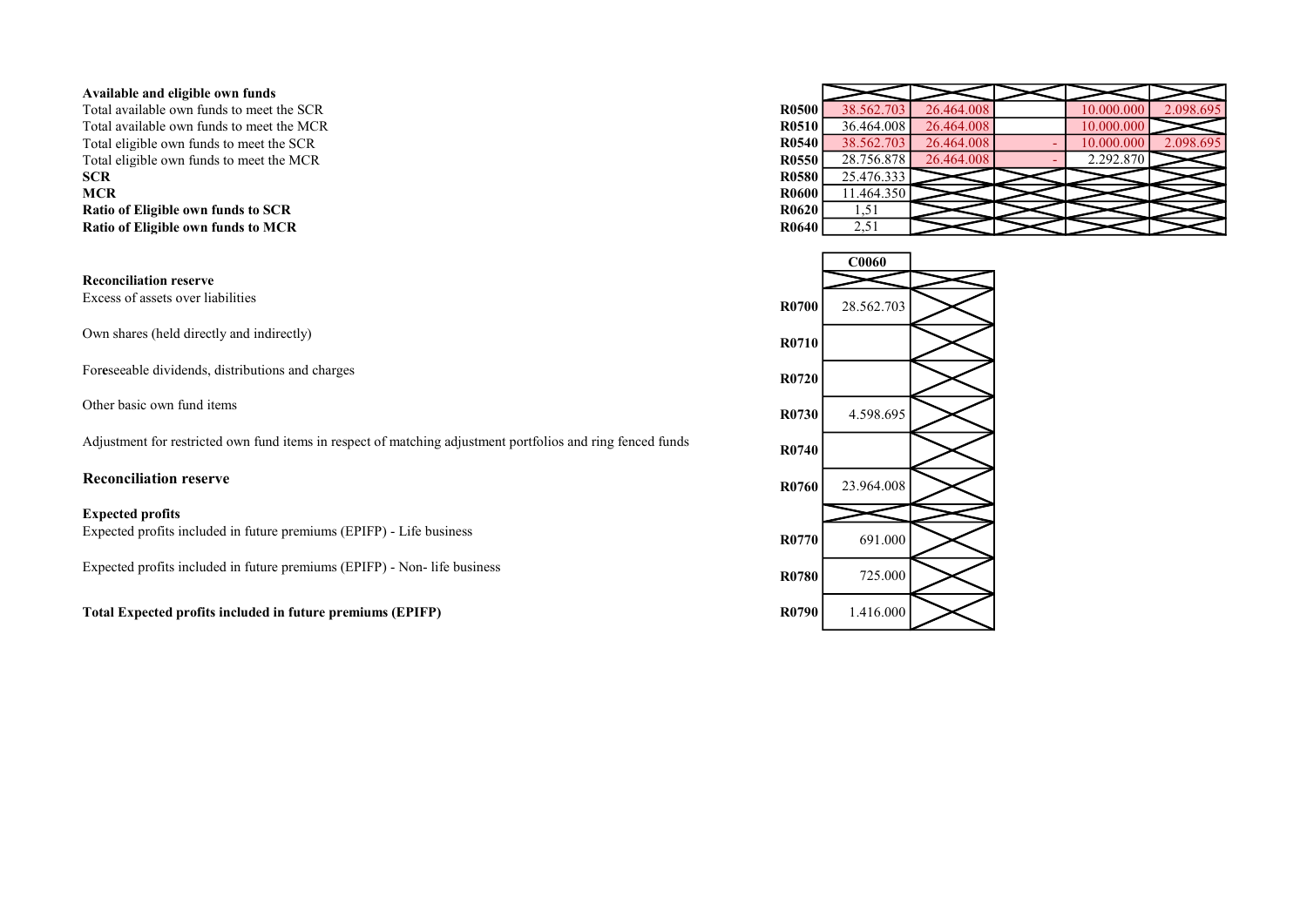| **Available and eligible own funds** | | | | | | |
|---|---|---|---|---|---|---|
| Total available own funds to meet the SCR | **R0500** | 38.562.703 | 26.464.008 | | 10.000.000 | 2.098.695 |
| Total available own funds to meet the MCR | **R0510** | 36.464.008 | 26.464.008 | | 10.000.000 | |
| Total eligible own funds to meet the SCR | **R0540** | 38.562.703 | 26.464.008 | - | 10.000.000 | 2.098.695 |
| Total eligible own funds to meet the MCR | **R0550** | 28.756.878 | 26.464.008 | - | 2.292.870 | |
| **SCR** | **R0580** | 25.476.333 | | | | |
| **MCR** | **R0600** | 11.464.350 | | | | |
| **Ratio of Eligible own funds to SCR** | **R0620** | 1,51 | | | | |
| **Ratio of Eligible own funds to MCR** | **R0640** | 2,51 | | | | |

| | | **C0060** | |
|---|---|---|---|
| **Reconciliation reserve** | | | |
| Excess of assets over liabilities | **R0700** | 28.562.703 | |
| Own shares (held directly and indirectly) | **R0710** | | |
| Foreseeable dividends, distributions and charges | **R0720** | | |
| Other basic own fund items | **R0730** | 4.598.695 | |
| Adjustment for restricted own fund items in respect of matching adjustment portfolios and ring fenced funds | **R0740** | | |
| **Reconciliation reserve** | **R0760** | 23.964.008 | |
| **Expected profits** | | | |
| Expected profits included in future premiums (EPIFP) - Life business | **R0770** | 691.000 | |
| Expected profits included in future premiums (EPIFP) - Non- life business | **R0780** | 725.000 | |
| **Total Expected profits included in future premiums (EPIFP)** | **R0790** | 1.416.000 | |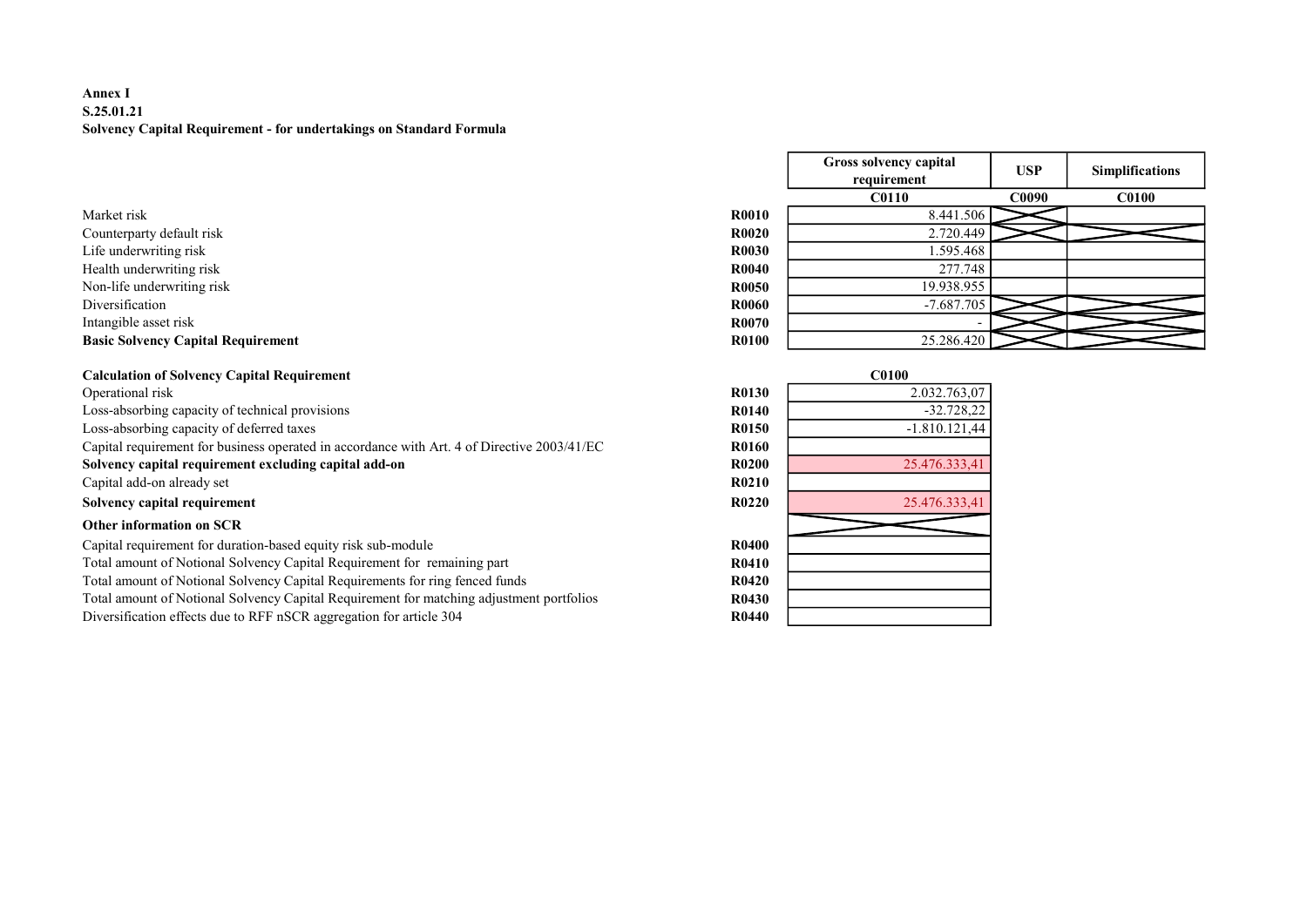**Annex I**
**S.25.01.21**
**Solvency Capital Requirement - for undertakings on Standard Formula**

| | | Gross solvency capital requirement | USP | Simplifications |
|---|---|---|---|---|
| | | C0110 | C0090 | C0100 |
| Market risk | R0010 | 8.441.506 | | |
| Counterparty default risk | R0020 | 2.720.449 | | |
| Life underwriting risk | R0030 | 1.595.468 | | |
| Health underwriting risk | R0040 | 277.748 | | |
| Non-life underwriting risk | R0050 | 19.938.955 | | |
| Diversification | R0060 | -7.687.705 | | |
| Intangible asset risk | R0070 | - | | |
| **Basic Solvency Capital Requirement** | **R0100** | 25.286.420 | | |

| **Calculation of Solvency Capital Requirement** | | C0100 |
|---|---|---|
| Operational risk | R0130 | 2.032.763,07 |
| Loss-absorbing capacity of technical provisions | R0140 | -32.728,22 |
| Loss-absorbing capacity of deferred taxes | R0150 | -1.810.121,44 |
| Capital requirement for business operated in accordance with Art. 4 of Directive 2003/41/EC | R0160 | |
| **Solvency capital requirement excluding capital add-on** | **R0200** | 25.476.333,41 |
| Capital add-on already set | R0210 | |
| **Solvency capital requirement** | **R0220** | 25.476.333,41 |
| **Other information on SCR** | | |
| Capital requirement for duration-based equity risk sub-module | R0400 | |
| Total amount of Notional Solvency Capital Requirement for remaining part | R0410 | |
| Total amount of Notional Solvency Capital Requirements for ring fenced funds | R0420 | |
| Total amount of Notional Solvency Capital Requirement for matching adjustment portfolios | R0430 | |
| Diversification effects due to RFF nSCR aggregation for article 304 | R0440 | |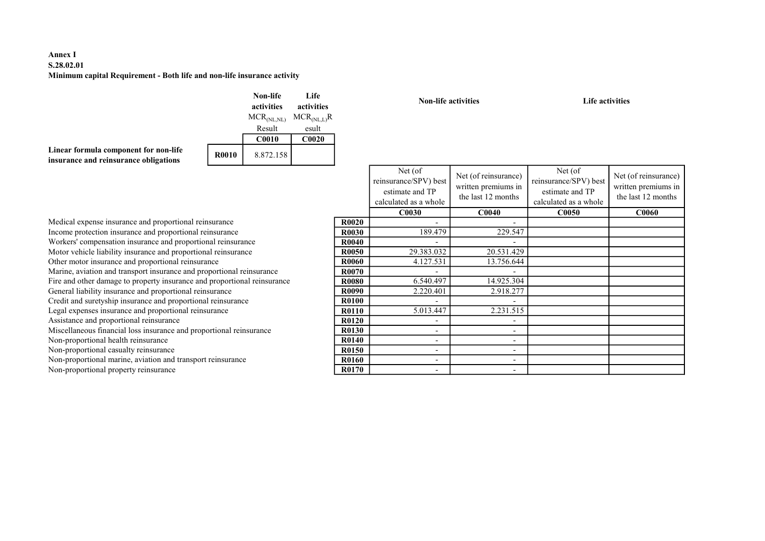**Annex I**
**S.28.02.01**
**Minimum capital Requirement - Both life and non-life insurance activity**

| | | Non-life activities | Life activities |
|---|---|---|---|
| | | $MCR_{(NL,NL)}$ Result | $MCR_{(NL,L)}$ Result |
| | | C0010 | C0020 |
| **Linear formula component for non-life insurance and reinsurance obligations** | R0010 | 8.872.158 | |

| | | Non-life activities | | Life activities | |
|---|---|---|---|---|---|
| | | Net (of reinsurance/SPV) best estimate and TP calculated as a whole | Net (of reinsurance) written premiums in the last 12 months | Net (of reinsurance/SPV) best estimate and TP calculated as a whole | Net (of reinsurance) written premiums in the last 12 months |
| | | C0030 | C0040 | C0050 | C0060 |
| Medical expense insurance and proportional reinsurance | R0020 | - | - | | |
| Income protection insurance and proportional reinsurance | R0030 | 189.479 | 229.547 | | |
| Workers' compensation insurance and proportional reinsurance | R0040 | - | - | | |
| Motor vehicle liability insurance and proportional reinsurance | R0050 | 29.383.032 | 20.531.429 | | |
| Other motor insurance and proportional reinsurance | R0060 | 4.127.531 | 13.756.644 | | |
| Marine, aviation and transport insurance and proportional reinsurance | R0070 | - | - | | |
| Fire and other damage to property insurance and proportional reinsurance | R0080 | 6.540.497 | 14.925.304 | | |
| General liability insurance and proportional reinsurance | R0090 | 2.220.401 | 2.918.277 | | |
| Credit and suretyship insurance and proportional reinsurance | R0100 | - | - | | |
| Legal expenses insurance and proportional reinsurance | R0110 | 5.013.447 | 2.231.515 | | |
| Assistance and proportional reinsurance | R0120 | - | - | | |
| Miscellaneous financial loss insurance and proportional reinsurance | R0130 | - | - | | |
| Non-proportional health reinsurance | R0140 | - | - | | |
| Non-proportional casualty reinsurance | R0150 | - | - | | |
| Non-proportional marine, aviation and transport reinsurance | R0160 | - | - | | |
| Non-proportional property reinsurance | R0170 | - | - | | |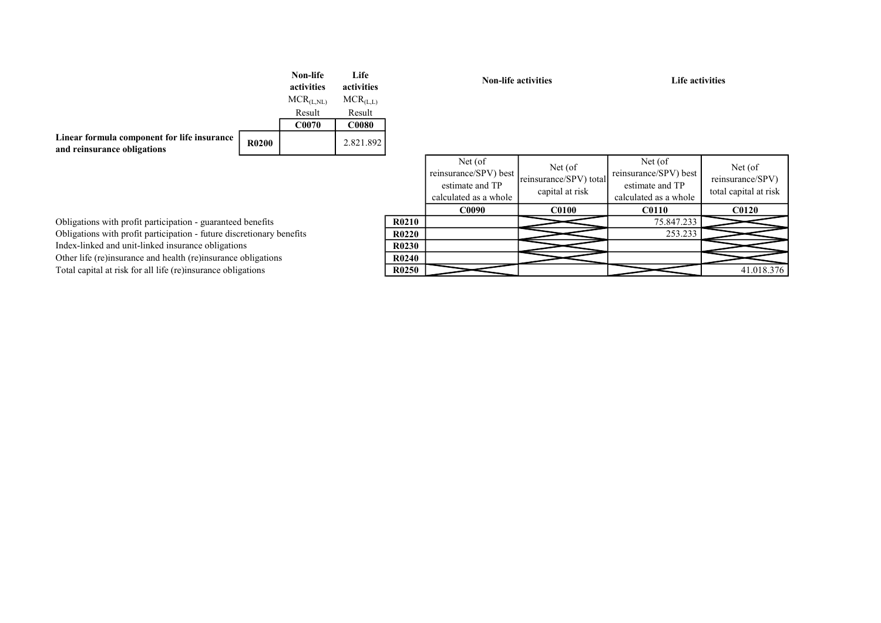| | | Non-life activities | Life activities |
|---|---|---|---|
| | | $MCR_{(L,NL)}$ Result | $MCR_{(L,L)}$ Result |
| | | C0070 | C0080 |
| **Linear formula component for life insurance and reinsurance obligations** | R0200 | | 2.821.892 |

| | | Non-life activities | | Life activities | |
|---|---|---|---|---|---|
| | | Net (of reinsurance/SPV) best estimate and TP calculated as a whole | Net (of reinsurance/SPV) total capital at risk | Net (of reinsurance/SPV) best estimate and TP calculated as a whole | Net (of reinsurance/SPV) total capital at risk |
| | | C0090 | C0100 | C0110 | C0120 |
| Obligations with profit participation - guaranteed benefits | R0210 | | | 75.847.233 | |
| Obligations with profit participation - future discretionary benefits | R0220 | | | 253.233 | |
| Index-linked and unit-linked insurance obligations | R0230 | | | | |
| Other life (re)insurance and health (re)insurance obligations | R0240 | | | | |
| Total capital at risk for all life (re)insurance obligations | R0250 | | | | 41.018.376 |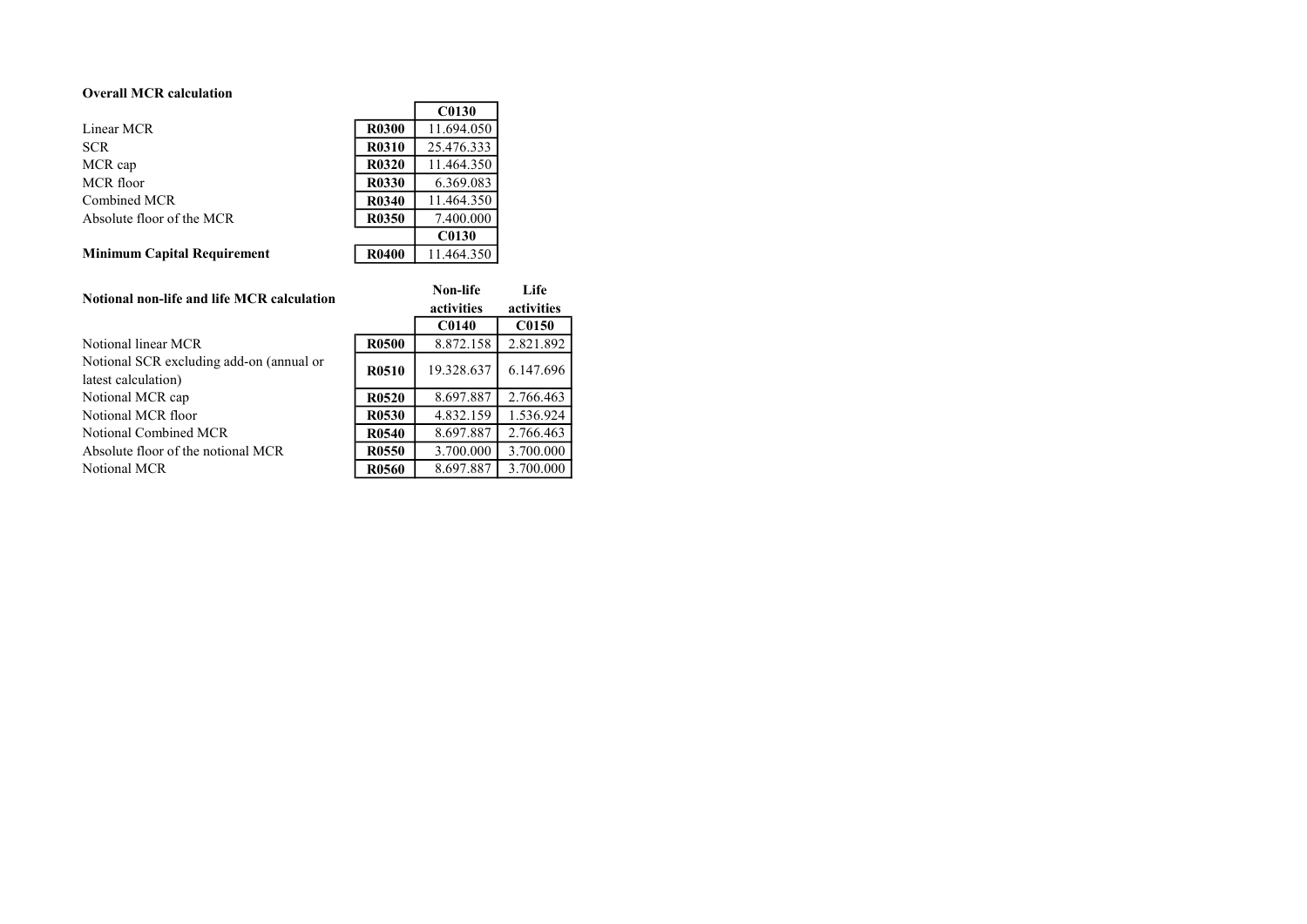**Overall MCR calculation**

| | | C0130 |
|---|---|---|
| Linear MCR | R0300 | 11.694.050 |
| SCR | R0310 | 25.476.333 |
| MCR cap | R0320 | 11.464.350 |
| MCR floor | R0330 | 6.369.083 |
| Combined MCR | R0340 | 11.464.350 |
| Absolute floor of the MCR | R0350 | 7.400.000 |
| | | C0130 |
| **Minimum Capital Requirement** | R0400 | 11.464.350 |

**Notional non-life and life MCR calculation**

| | | Non-life activities | Life activities |
|---|---|---|---|
| | | C0140 | C0150 |
| Notional linear MCR | R0500 | 8.872.158 | 2.821.892 |
| Notional SCR excluding add-on (annual or latest calculation) | R0510 | 19.328.637 | 6.147.696 |
| Notional MCR cap | R0520 | 8.697.887 | 2.766.463 |
| Notional MCR floor | R0530 | 4.832.159 | 1.536.924 |
| Notional Combined MCR | R0540 | 8.697.887 | 2.766.463 |
| Absolute floor of the notional MCR | R0550 | 3.700.000 | 3.700.000 |
| Notional MCR | R0560 | 8.697.887 | 3.700.000 |